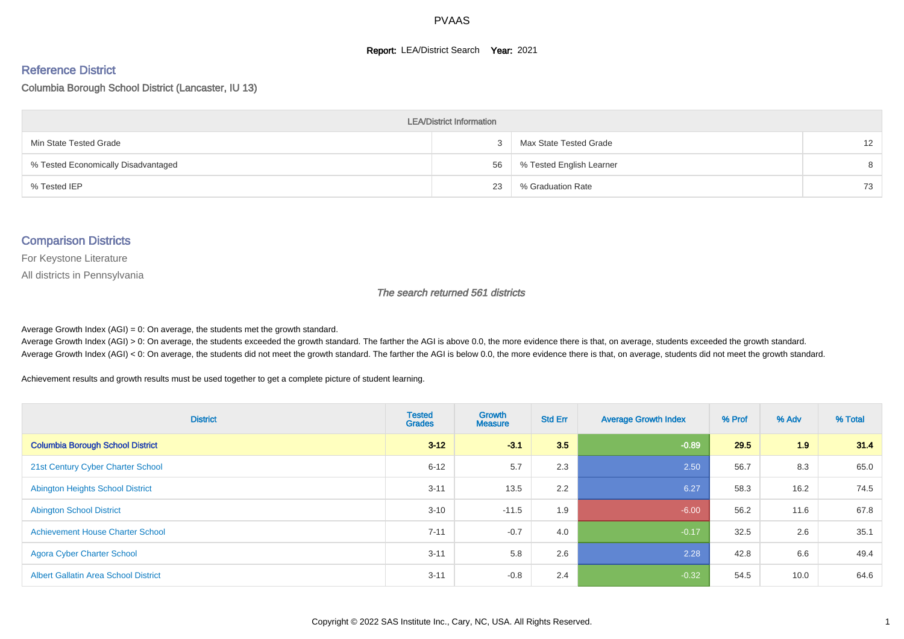# PVAAS

**Report:** LEA/District Search **Year:** 2021

## Reference District

Columbia Borough School District (Lancaster, IU 13)

| LEA/District Information | | | |
|---|---|---|---|
| Min State Tested Grade | 3 | Max State Tested Grade | 12 |
| % Tested Economically Disadvantaged | 56 | % Tested English Learner | 8 |
| % Tested IEP | 23 | % Graduation Rate | 73 |

## Comparison Districts

For Keystone Literature

All districts in Pennsylvania

*The search returned 561 districts*

Average Growth Index (AGI) = 0: On average, the students met the growth standard.

Average Growth Index (AGI) > 0: On average, the students exceeded the growth standard. The farther the AGI is above 0.0, the more evidence there is that, on average, students exceeded the growth standard.

Average Growth Index (AGI) < 0: On average, the students did not meet the growth standard. The farther the AGI is below 0.0, the more evidence there is that, on average, students did not meet the growth standard.

Achievement results and growth results must be used together to get a complete picture of student learning.

| District | Tested Grades | Growth Measure | Std Err | Average Growth Index | % Prof | % Adv | % Total |
|---|---|---|---|---|---|---|---|
| **Columbia Borough School District** | **3-12** | **-3.1** | **3.5** | **-0.89** | **29.5** | **1.9** | **31.4** |
| 21st Century Cyber Charter School | 6-12 | 5.7 | 2.3 | 2.50 | 56.7 | 8.3 | 65.0 |
| Abington Heights School District | 3-11 | 13.5 | 2.2 | 6.27 | 58.3 | 16.2 | 74.5 |
| Abington School District | 3-10 | -11.5 | 1.9 | -6.00 | 56.2 | 11.6 | 67.8 |
| Achievement House Charter School | 7-11 | -0.7 | 4.0 | -0.17 | 32.5 | 2.6 | 35.1 |
| Agora Cyber Charter School | 3-11 | 5.8 | 2.6 | 2.28 | 42.8 | 6.6 | 49.4 |
| Albert Gallatin Area School District | 3-11 | -0.8 | 2.4 | -0.32 | 54.5 | 10.0 | 64.6 |

Copyright © 2022 SAS Institute Inc., Cary, NC, USA. All Rights Reserved.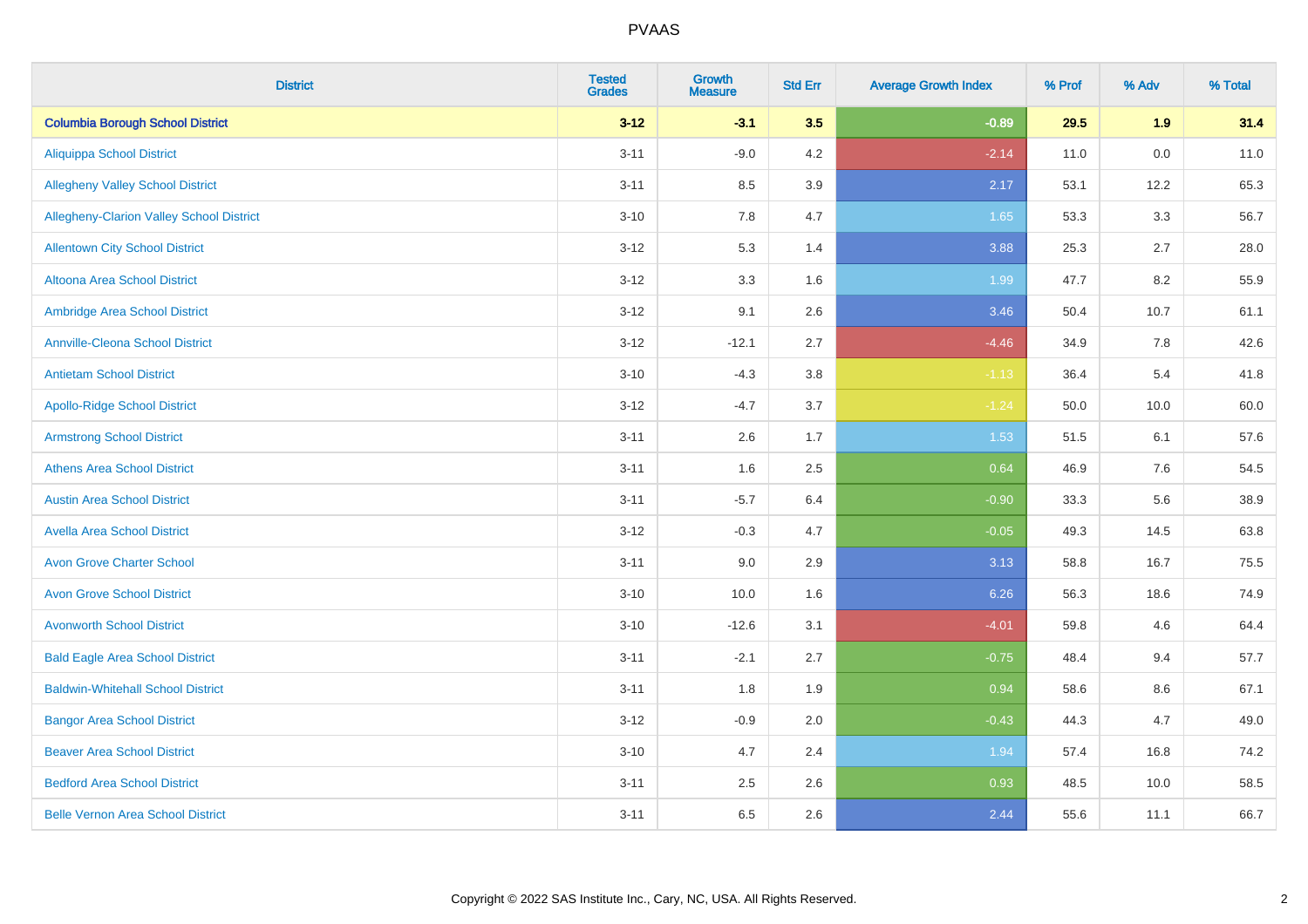# PVAAS

| District | Tested Grades | Growth Measure | Std Err | Average Growth Index | % Prof | % Adv | % Total |
|---|---|---|---|---|---|---|---|
| **Columbia Borough School District** | **3-12** | **-3.1** | **3.5** | **-0.89** | **29.5** | **1.9** | **31.4** |
| Aliquippa School District | 3-11 | -9.0 | 4.2 | -2.14 | 11.0 | 0.0 | 11.0 |
| Allegheny Valley School District | 3-11 | 8.5 | 3.9 | 2.17 | 53.1 | 12.2 | 65.3 |
| Allegheny-Clarion Valley School District | 3-10 | 7.8 | 4.7 | 1.65 | 53.3 | 3.3 | 56.7 |
| Allentown City School District | 3-12 | 5.3 | 1.4 | 3.88 | 25.3 | 2.7 | 28.0 |
| Altoona Area School District | 3-12 | 3.3 | 1.6 | 1.99 | 47.7 | 8.2 | 55.9 |
| Ambridge Area School District | 3-12 | 9.1 | 2.6 | 3.46 | 50.4 | 10.7 | 61.1 |
| Annville-Cleona School District | 3-12 | -12.1 | 2.7 | -4.46 | 34.9 | 7.8 | 42.6 |
| Antietam School District | 3-10 | -4.3 | 3.8 | -1.13 | 36.4 | 5.4 | 41.8 |
| Apollo-Ridge School District | 3-12 | -4.7 | 3.7 | -1.24 | 50.0 | 10.0 | 60.0 |
| Armstrong School District | 3-11 | 2.6 | 1.7 | 1.53 | 51.5 | 6.1 | 57.6 |
| Athens Area School District | 3-11 | 1.6 | 2.5 | 0.64 | 46.9 | 7.6 | 54.5 |
| Austin Area School District | 3-11 | -5.7 | 6.4 | -0.90 | 33.3 | 5.6 | 38.9 |
| Avella Area School District | 3-12 | -0.3 | 4.7 | -0.05 | 49.3 | 14.5 | 63.8 |
| Avon Grove Charter School | 3-11 | 9.0 | 2.9 | 3.13 | 58.8 | 16.7 | 75.5 |
| Avon Grove School District | 3-10 | 10.0 | 1.6 | 6.26 | 56.3 | 18.6 | 74.9 |
| Avonworth School District | 3-10 | -12.6 | 3.1 | -4.01 | 59.8 | 4.6 | 64.4 |
| Bald Eagle Area School District | 3-11 | -2.1 | 2.7 | -0.75 | 48.4 | 9.4 | 57.7 |
| Baldwin-Whitehall School District | 3-11 | 1.8 | 1.9 | 0.94 | 58.6 | 8.6 | 67.1 |
| Bangor Area School District | 3-12 | -0.9 | 2.0 | -0.43 | 44.3 | 4.7 | 49.0 |
| Beaver Area School District | 3-10 | 4.7 | 2.4 | 1.94 | 57.4 | 16.8 | 74.2 |
| Bedford Area School District | 3-11 | 2.5 | 2.6 | 0.93 | 48.5 | 10.0 | 58.5 |
| Belle Vernon Area School District | 3-11 | 6.5 | 2.6 | 2.44 | 55.6 | 11.1 | 66.7 |

Copyright © 2022 SAS Institute Inc., Cary, NC, USA. All Rights Reserved.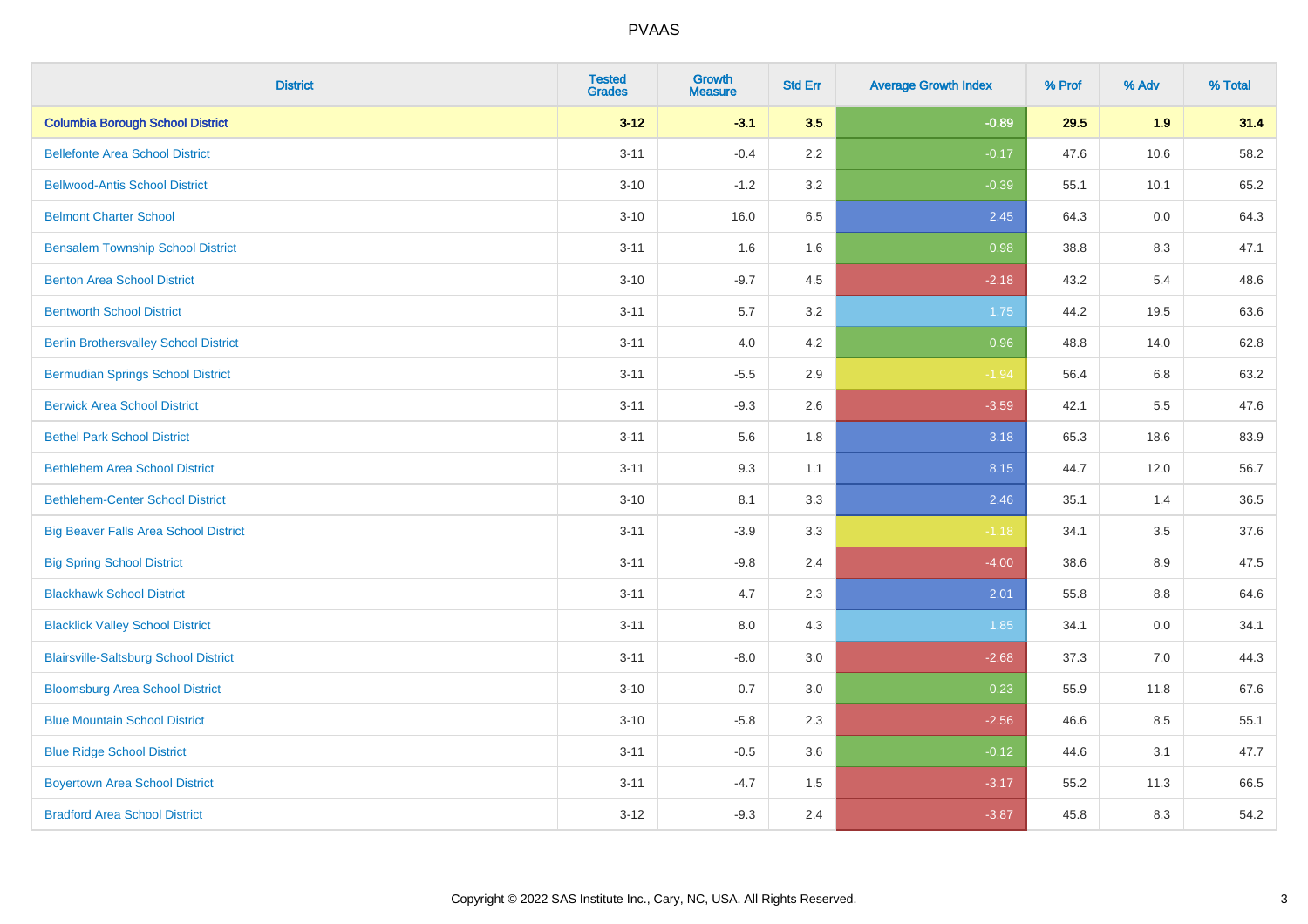# PVAAS

| District | Tested Grades | Growth Measure | Std Err | Average Growth Index | % Prof | % Adv | % Total |
|---|---|---|---|---|---|---|---|
| **Columbia Borough School District** | **3-12** | **-3.1** | **3.5** | **-0.89** | **29.5** | **1.9** | **31.4** |
| Bellefonte Area School District | 3-11 | -0.4 | 2.2 | -0.17 | 47.6 | 10.6 | 58.2 |
| Bellwood-Antis School District | 3-10 | -1.2 | 3.2 | -0.39 | 55.1 | 10.1 | 65.2 |
| Belmont Charter School | 3-10 | 16.0 | 6.5 | 2.45 | 64.3 | 0.0 | 64.3 |
| Bensalem Township School District | 3-11 | 1.6 | 1.6 | 0.98 | 38.8 | 8.3 | 47.1 |
| Benton Area School District | 3-10 | -9.7 | 4.5 | -2.18 | 43.2 | 5.4 | 48.6 |
| Bentworth School District | 3-11 | 5.7 | 3.2 | 1.75 | 44.2 | 19.5 | 63.6 |
| Berlin Brothersvalley School District | 3-11 | 4.0 | 4.2 | 0.96 | 48.8 | 14.0 | 62.8 |
| Bermudian Springs School District | 3-11 | -5.5 | 2.9 | -1.94 | 56.4 | 6.8 | 63.2 |
| Berwick Area School District | 3-11 | -9.3 | 2.6 | -3.59 | 42.1 | 5.5 | 47.6 |
| Bethel Park School District | 3-11 | 5.6 | 1.8 | 3.18 | 65.3 | 18.6 | 83.9 |
| Bethlehem Area School District | 3-11 | 9.3 | 1.1 | 8.15 | 44.7 | 12.0 | 56.7 |
| Bethlehem-Center School District | 3-10 | 8.1 | 3.3 | 2.46 | 35.1 | 1.4 | 36.5 |
| Big Beaver Falls Area School District | 3-11 | -3.9 | 3.3 | -1.18 | 34.1 | 3.5 | 37.6 |
| Big Spring School District | 3-11 | -9.8 | 2.4 | -4.00 | 38.6 | 8.9 | 47.5 |
| Blackhawk School District | 3-11 | 4.7 | 2.3 | 2.01 | 55.8 | 8.8 | 64.6 |
| Blacklick Valley School District | 3-11 | 8.0 | 4.3 | 1.85 | 34.1 | 0.0 | 34.1 |
| Blairsville-Saltsburg School District | 3-11 | -8.0 | 3.0 | -2.68 | 37.3 | 7.0 | 44.3 |
| Bloomsburg Area School District | 3-10 | 0.7 | 3.0 | 0.23 | 55.9 | 11.8 | 67.6 |
| Blue Mountain School District | 3-10 | -5.8 | 2.3 | -2.56 | 46.6 | 8.5 | 55.1 |
| Blue Ridge School District | 3-11 | -0.5 | 3.6 | -0.12 | 44.6 | 3.1 | 47.7 |
| Boyertown Area School District | 3-11 | -4.7 | 1.5 | -3.17 | 55.2 | 11.3 | 66.5 |
| Bradford Area School District | 3-12 | -9.3 | 2.4 | -3.87 | 45.8 | 8.3 | 54.2 |

Copyright © 2022 SAS Institute Inc., Cary, NC, USA. All Rights Reserved.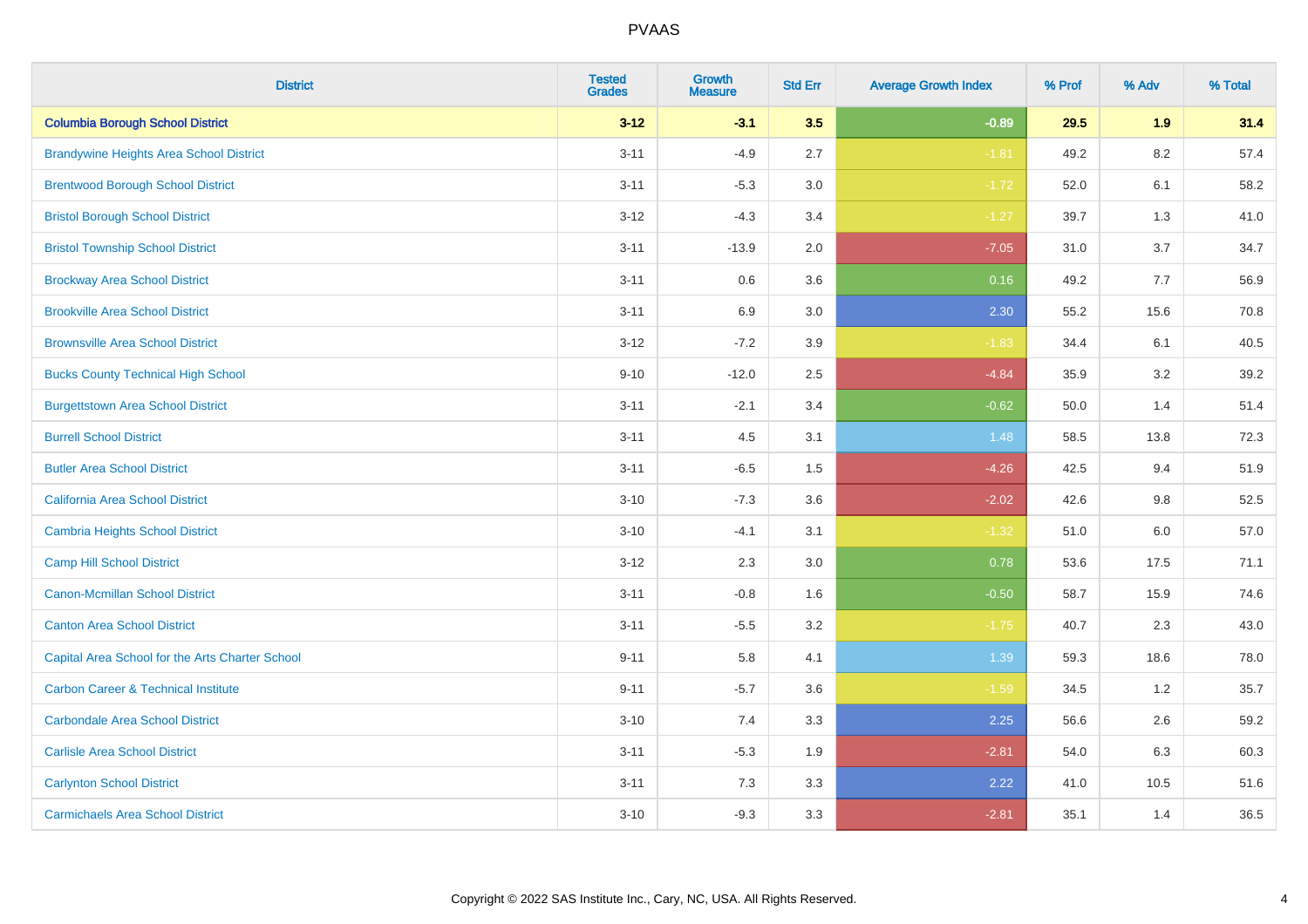| District | Tested Grades | Growth Measure | Std Err | Average Growth Index | % Prof | % Adv | % Total |
|---|---|---|---|---|---|---|---|
| **Columbia Borough School District** | **3-12** | **-3.1** | **3.5** | **-0.89** | **29.5** | **1.9** | **31.4** |
| Brandywine Heights Area School District | 3-11 | -4.9 | 2.7 | -1.81 | 49.2 | 8.2 | 57.4 |
| Brentwood Borough School District | 3-11 | -5.3 | 3.0 | -1.72 | 52.0 | 6.1 | 58.2 |
| Bristol Borough School District | 3-12 | -4.3 | 3.4 | -1.27 | 39.7 | 1.3 | 41.0 |
| Bristol Township School District | 3-11 | -13.9 | 2.0 | -7.05 | 31.0 | 3.7 | 34.7 |
| Brockway Area School District | 3-11 | 0.6 | 3.6 | 0.16 | 49.2 | 7.7 | 56.9 |
| Brookville Area School District | 3-11 | 6.9 | 3.0 | 2.30 | 55.2 | 15.6 | 70.8 |
| Brownsville Area School District | 3-12 | -7.2 | 3.9 | -1.83 | 34.4 | 6.1 | 40.5 |
| Bucks County Technical High School | 9-10 | -12.0 | 2.5 | -4.84 | 35.9 | 3.2 | 39.2 |
| Burgettstown Area School District | 3-11 | -2.1 | 3.4 | -0.62 | 50.0 | 1.4 | 51.4 |
| Burrell School District | 3-11 | 4.5 | 3.1 | 1.48 | 58.5 | 13.8 | 72.3 |
| Butler Area School District | 3-11 | -6.5 | 1.5 | -4.26 | 42.5 | 9.4 | 51.9 |
| California Area School District | 3-10 | -7.3 | 3.6 | -2.02 | 42.6 | 9.8 | 52.5 |
| Cambria Heights School District | 3-10 | -4.1 | 3.1 | -1.32 | 51.0 | 6.0 | 57.0 |
| Camp Hill School District | 3-12 | 2.3 | 3.0 | 0.78 | 53.6 | 17.5 | 71.1 |
| Canon-Mcmillan School District | 3-11 | -0.8 | 1.6 | -0.50 | 58.7 | 15.9 | 74.6 |
| Canton Area School District | 3-11 | -5.5 | 3.2 | -1.75 | 40.7 | 2.3 | 43.0 |
| Capital Area School for the Arts Charter School | 9-11 | 5.8 | 4.1 | 1.39 | 59.3 | 18.6 | 78.0 |
| Carbon Career & Technical Institute | 9-11 | -5.7 | 3.6 | -1.59 | 34.5 | 1.2 | 35.7 |
| Carbondale Area School District | 3-10 | 7.4 | 3.3 | 2.25 | 56.6 | 2.6 | 59.2 |
| Carlisle Area School District | 3-11 | -5.3 | 1.9 | -2.81 | 54.0 | 6.3 | 60.3 |
| Carlynton School District | 3-11 | 7.3 | 3.3 | 2.22 | 41.0 | 10.5 | 51.6 |
| Carmichaels Area School District | 3-10 | -9.3 | 3.3 | -2.81 | 35.1 | 1.4 | 36.5 |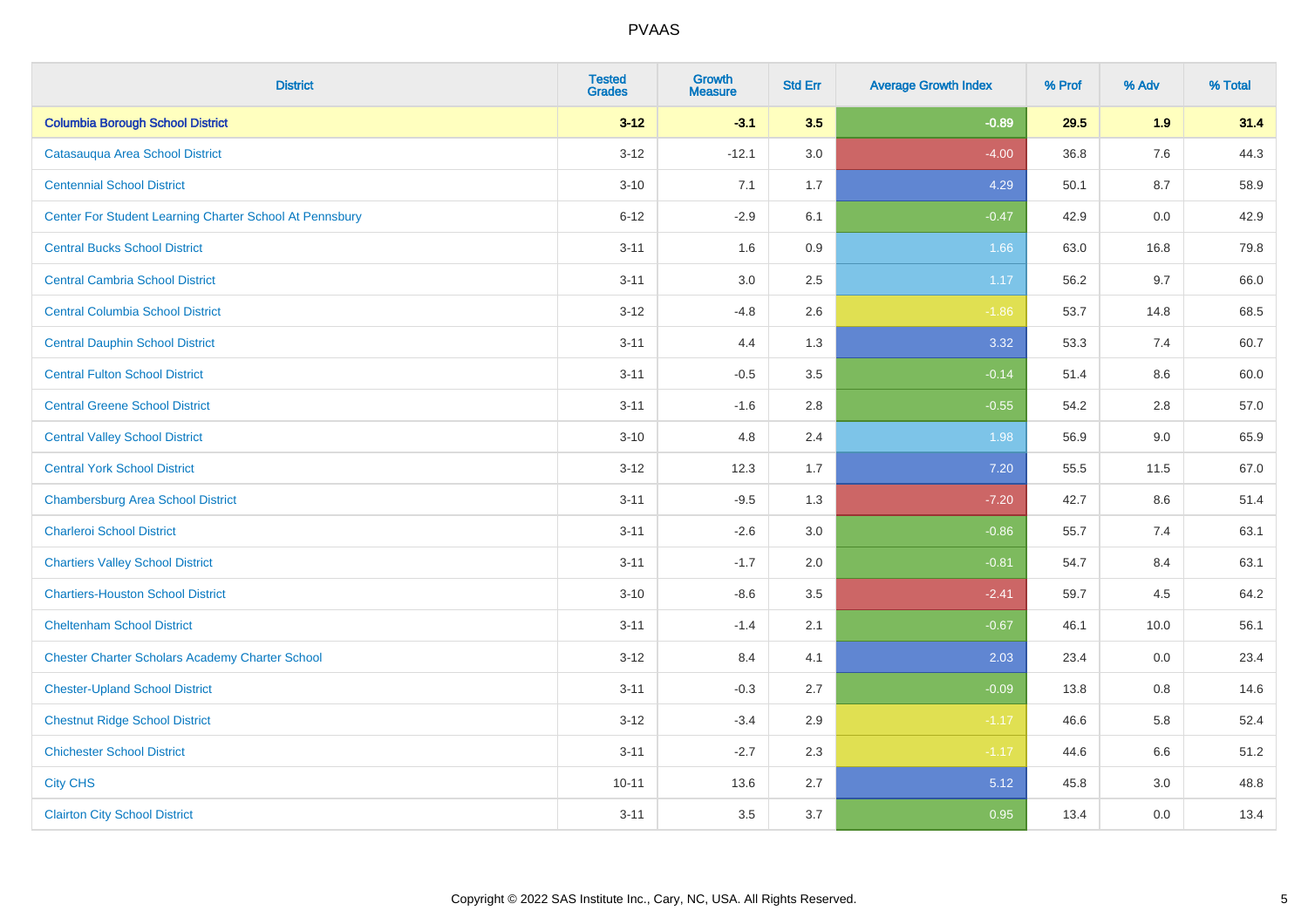# PVAAS

| District | Tested Grades | Growth Measure | Std Err | Average Growth Index | % Prof | % Adv | % Total |
|---|---|---|---|---|---|---|---|
| **Columbia Borough School District** | **3-12** | **-3.1** | **3.5** | **-0.89** | **29.5** | **1.9** | **31.4** |
| Catasauqua Area School District | 3-12 | -12.1 | 3.0 | -4.00 | 36.8 | 7.6 | 44.3 |
| Centennial School District | 3-10 | 7.1 | 1.7 | 4.29 | 50.1 | 8.7 | 58.9 |
| Center For Student Learning Charter School At Pennsbury | 6-12 | -2.9 | 6.1 | -0.47 | 42.9 | 0.0 | 42.9 |
| Central Bucks School District | 3-11 | 1.6 | 0.9 | 1.66 | 63.0 | 16.8 | 79.8 |
| Central Cambria School District | 3-11 | 3.0 | 2.5 | 1.17 | 56.2 | 9.7 | 66.0 |
| Central Columbia School District | 3-12 | -4.8 | 2.6 | -1.86 | 53.7 | 14.8 | 68.5 |
| Central Dauphin School District | 3-11 | 4.4 | 1.3 | 3.32 | 53.3 | 7.4 | 60.7 |
| Central Fulton School District | 3-11 | -0.5 | 3.5 | -0.14 | 51.4 | 8.6 | 60.0 |
| Central Greene School District | 3-11 | -1.6 | 2.8 | -0.55 | 54.2 | 2.8 | 57.0 |
| Central Valley School District | 3-10 | 4.8 | 2.4 | 1.98 | 56.9 | 9.0 | 65.9 |
| Central York School District | 3-12 | 12.3 | 1.7 | 7.20 | 55.5 | 11.5 | 67.0 |
| Chambersburg Area School District | 3-11 | -9.5 | 1.3 | -7.20 | 42.7 | 8.6 | 51.4 |
| Charleroi School District | 3-11 | -2.6 | 3.0 | -0.86 | 55.7 | 7.4 | 63.1 |
| Chartiers Valley School District | 3-11 | -1.7 | 2.0 | -0.81 | 54.7 | 8.4 | 63.1 |
| Chartiers-Houston School District | 3-10 | -8.6 | 3.5 | -2.41 | 59.7 | 4.5 | 64.2 |
| Cheltenham School District | 3-11 | -1.4 | 2.1 | -0.67 | 46.1 | 10.0 | 56.1 |
| Chester Charter Scholars Academy Charter School | 3-12 | 8.4 | 4.1 | 2.03 | 23.4 | 0.0 | 23.4 |
| Chester-Upland School District | 3-11 | -0.3 | 2.7 | -0.09 | 13.8 | 0.8 | 14.6 |
| Chestnut Ridge School District | 3-12 | -3.4 | 2.9 | -1.17 | 46.6 | 5.8 | 52.4 |
| Chichester School District | 3-11 | -2.7 | 2.3 | -1.17 | 44.6 | 6.6 | 51.2 |
| City CHS | 10-11 | 13.6 | 2.7 | 5.12 | 45.8 | 3.0 | 48.8 |
| Clairton City School District | 3-11 | 3.5 | 3.7 | 0.95 | 13.4 | 0.0 | 13.4 |

Copyright © 2022 SAS Institute Inc., Cary, NC, USA. All Rights Reserved.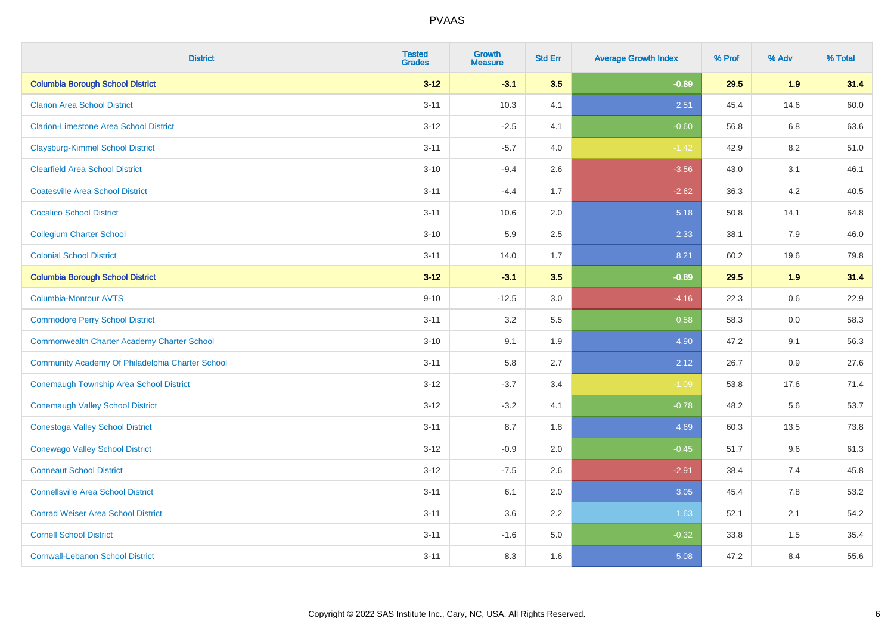PVAAS

| District | Tested Grades | Growth Measure | Std Err | Average Growth Index | % Prof | % Adv | % Total |
|---|---|---|---|---|---|---|---|
| **Columbia Borough School District** | **3-12** | **-3.1** | **3.5** | **-0.89** | **29.5** | **1.9** | **31.4** |
| Clarion Area School District | 3-11 | 10.3 | 4.1 | 2.51 | 45.4 | 14.6 | 60.0 |
| Clarion-Limestone Area School District | 3-12 | -2.5 | 4.1 | -0.60 | 56.8 | 6.8 | 63.6 |
| Claysburg-Kimmel School District | 3-11 | -5.7 | 4.0 | -1.42 | 42.9 | 8.2 | 51.0 |
| Clearfield Area School District | 3-10 | -9.4 | 2.6 | -3.56 | 43.0 | 3.1 | 46.1 |
| Coatesville Area School District | 3-11 | -4.4 | 1.7 | -2.62 | 36.3 | 4.2 | 40.5 |
| Cocalico School District | 3-11 | 10.6 | 2.0 | 5.18 | 50.8 | 14.1 | 64.8 |
| Collegium Charter School | 3-10 | 5.9 | 2.5 | 2.33 | 38.1 | 7.9 | 46.0 |
| Colonial School District | 3-11 | 14.0 | 1.7 | 8.21 | 60.2 | 19.6 | 79.8 |
| **Columbia Borough School District** | **3-12** | **-3.1** | **3.5** | **-0.89** | **29.5** | **1.9** | **31.4** |
| Columbia-Montour AVTS | 9-10 | -12.5 | 3.0 | -4.16 | 22.3 | 0.6 | 22.9 |
| Commodore Perry School District | 3-11 | 3.2 | 5.5 | 0.58 | 58.3 | 0.0 | 58.3 |
| Commonwealth Charter Academy Charter School | 3-10 | 9.1 | 1.9 | 4.90 | 47.2 | 9.1 | 56.3 |
| Community Academy Of Philadelphia Charter School | 3-11 | 5.8 | 2.7 | 2.12 | 26.7 | 0.9 | 27.6 |
| Conemaugh Township Area School District | 3-12 | -3.7 | 3.4 | -1.09 | 53.8 | 17.6 | 71.4 |
| Conemaugh Valley School District | 3-12 | -3.2 | 4.1 | -0.78 | 48.2 | 5.6 | 53.7 |
| Conestoga Valley School District | 3-11 | 8.7 | 1.8 | 4.69 | 60.3 | 13.5 | 73.8 |
| Conewago Valley School District | 3-12 | -0.9 | 2.0 | -0.45 | 51.7 | 9.6 | 61.3 |
| Conneaut School District | 3-12 | -7.5 | 2.6 | -2.91 | 38.4 | 7.4 | 45.8 |
| Connellsville Area School District | 3-11 | 6.1 | 2.0 | 3.05 | 45.4 | 7.8 | 53.2 |
| Conrad Weiser Area School District | 3-11 | 3.6 | 2.2 | 1.63 | 52.1 | 2.1 | 54.2 |
| Cornell School District | 3-11 | -1.6 | 5.0 | -0.32 | 33.8 | 1.5 | 35.4 |
| Cornwall-Lebanon School District | 3-11 | 8.3 | 1.6 | 5.08 | 47.2 | 8.4 | 55.6 |

Copyright © 2022 SAS Institute Inc., Cary, NC, USA. All Rights Reserved.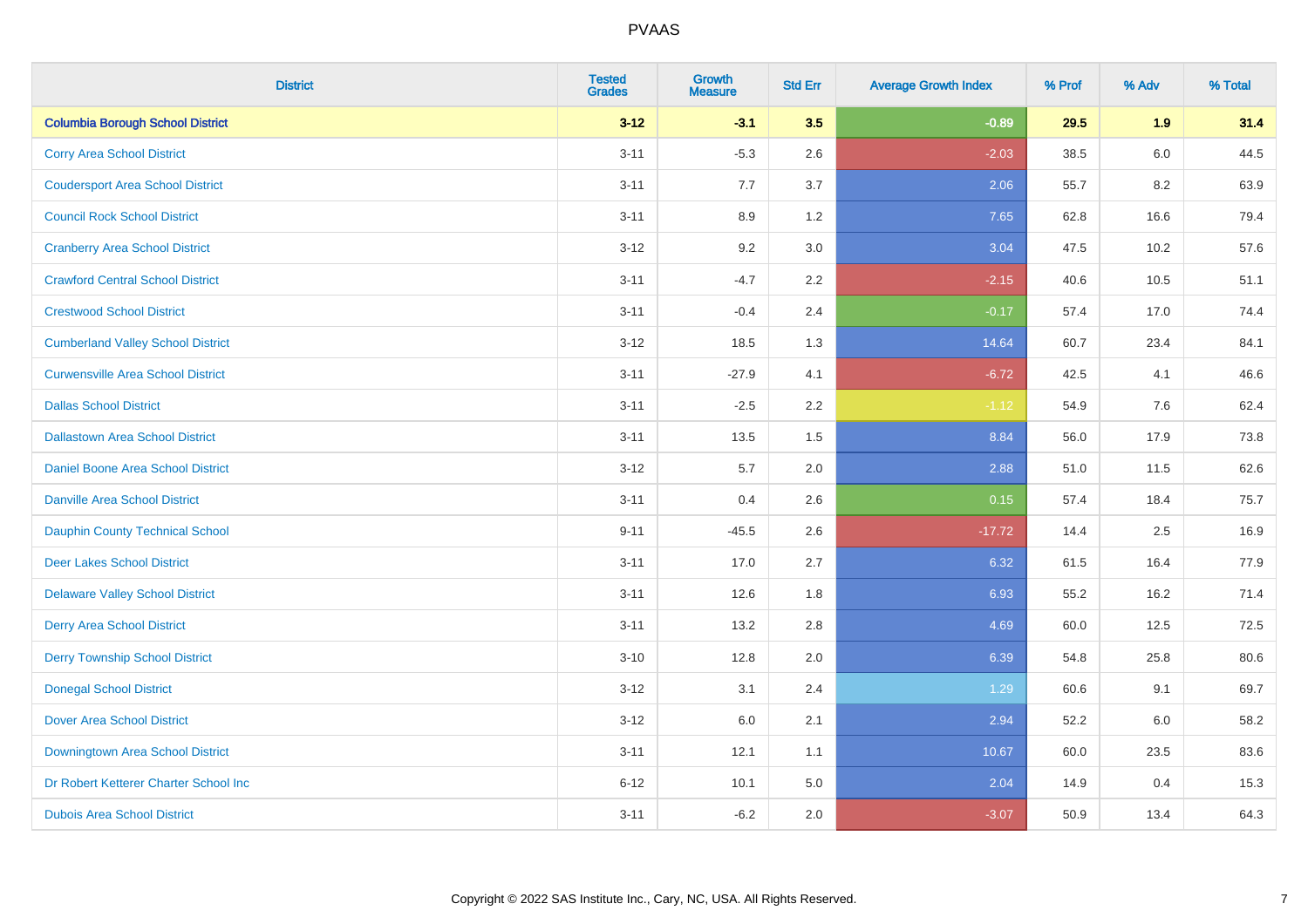# PVAAS

| District | Tested Grades | Growth Measure | Std Err | Average Growth Index | % Prof | % Adv | % Total |
|---|---|---|---|---|---|---|---|
| **Columbia Borough School District** | **3-12** | **-3.1** | **3.5** | **-0.89** | **29.5** | **1.9** | **31.4** |
| Corry Area School District | 3-11 | -5.3 | 2.6 | -2.03 | 38.5 | 6.0 | 44.5 |
| Coudersport Area School District | 3-11 | 7.7 | 3.7 | 2.06 | 55.7 | 8.2 | 63.9 |
| Council Rock School District | 3-11 | 8.9 | 1.2 | 7.65 | 62.8 | 16.6 | 79.4 |
| Cranberry Area School District | 3-12 | 9.2 | 3.0 | 3.04 | 47.5 | 10.2 | 57.6 |
| Crawford Central School District | 3-11 | -4.7 | 2.2 | -2.15 | 40.6 | 10.5 | 51.1 |
| Crestwood School District | 3-11 | -0.4 | 2.4 | -0.17 | 57.4 | 17.0 | 74.4 |
| Cumberland Valley School District | 3-12 | 18.5 | 1.3 | 14.64 | 60.7 | 23.4 | 84.1 |
| Curwensville Area School District | 3-11 | -27.9 | 4.1 | -6.72 | 42.5 | 4.1 | 46.6 |
| Dallas School District | 3-11 | -2.5 | 2.2 | -1.12 | 54.9 | 7.6 | 62.4 |
| Dallastown Area School District | 3-11 | 13.5 | 1.5 | 8.84 | 56.0 | 17.9 | 73.8 |
| Daniel Boone Area School District | 3-12 | 5.7 | 2.0 | 2.88 | 51.0 | 11.5 | 62.6 |
| Danville Area School District | 3-11 | 0.4 | 2.6 | 0.15 | 57.4 | 18.4 | 75.7 |
| Dauphin County Technical School | 9-11 | -45.5 | 2.6 | -17.72 | 14.4 | 2.5 | 16.9 |
| Deer Lakes School District | 3-11 | 17.0 | 2.7 | 6.32 | 61.5 | 16.4 | 77.9 |
| Delaware Valley School District | 3-11 | 12.6 | 1.8 | 6.93 | 55.2 | 16.2 | 71.4 |
| Derry Area School District | 3-11 | 13.2 | 2.8 | 4.69 | 60.0 | 12.5 | 72.5 |
| Derry Township School District | 3-10 | 12.8 | 2.0 | 6.39 | 54.8 | 25.8 | 80.6 |
| Donegal School District | 3-12 | 3.1 | 2.4 | 1.29 | 60.6 | 9.1 | 69.7 |
| Dover Area School District | 3-12 | 6.0 | 2.1 | 2.94 | 52.2 | 6.0 | 58.2 |
| Downingtown Area School District | 3-11 | 12.1 | 1.1 | 10.67 | 60.0 | 23.5 | 83.6 |
| Dr Robert Ketterer Charter School Inc | 6-12 | 10.1 | 5.0 | 2.04 | 14.9 | 0.4 | 15.3 |
| Dubois Area School District | 3-11 | -6.2 | 2.0 | -3.07 | 50.9 | 13.4 | 64.3 |

Copyright © 2022 SAS Institute Inc., Cary, NC, USA. All Rights Reserved.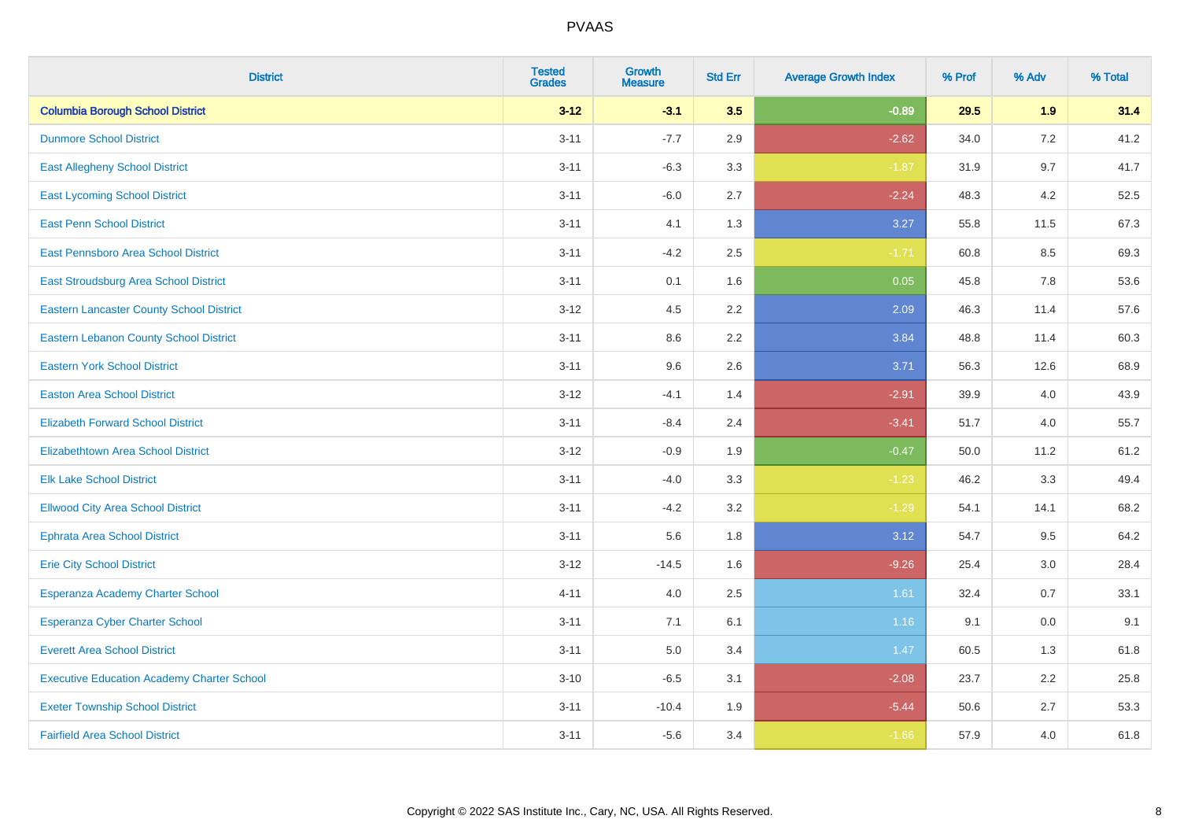| District | Tested Grades | Growth Measure | Std Err | Average Growth Index | % Prof | % Adv | % Total |
|---|---|---|---|---|---|---|---|
| **Columbia Borough School District** | **3-12** | **-3.1** | **3.5** | **-0.89** | **29.5** | **1.9** | **31.4** |
| Dunmore School District | 3-11 | -7.7 | 2.9 | -2.62 | 34.0 | 7.2 | 41.2 |
| East Allegheny School District | 3-11 | -6.3 | 3.3 | -1.87 | 31.9 | 9.7 | 41.7 |
| East Lycoming School District | 3-11 | -6.0 | 2.7 | -2.24 | 48.3 | 4.2 | 52.5 |
| East Penn School District | 3-11 | 4.1 | 1.3 | 3.27 | 55.8 | 11.5 | 67.3 |
| East Pennsboro Area School District | 3-11 | -4.2 | 2.5 | -1.71 | 60.8 | 8.5 | 69.3 |
| East Stroudsburg Area School District | 3-11 | 0.1 | 1.6 | 0.05 | 45.8 | 7.8 | 53.6 |
| Eastern Lancaster County School District | 3-12 | 4.5 | 2.2 | 2.09 | 46.3 | 11.4 | 57.6 |
| Eastern Lebanon County School District | 3-11 | 8.6 | 2.2 | 3.84 | 48.8 | 11.4 | 60.3 |
| Eastern York School District | 3-11 | 9.6 | 2.6 | 3.71 | 56.3 | 12.6 | 68.9 |
| Easton Area School District | 3-12 | -4.1 | 1.4 | -2.91 | 39.9 | 4.0 | 43.9 |
| Elizabeth Forward School District | 3-11 | -8.4 | 2.4 | -3.41 | 51.7 | 4.0 | 55.7 |
| Elizabethtown Area School District | 3-12 | -0.9 | 1.9 | -0.47 | 50.0 | 11.2 | 61.2 |
| Elk Lake School District | 3-11 | -4.0 | 3.3 | -1.23 | 46.2 | 3.3 | 49.4 |
| Ellwood City Area School District | 3-11 | -4.2 | 3.2 | -1.29 | 54.1 | 14.1 | 68.2 |
| Ephrata Area School District | 3-11 | 5.6 | 1.8 | 3.12 | 54.7 | 9.5 | 64.2 |
| Erie City School District | 3-12 | -14.5 | 1.6 | -9.26 | 25.4 | 3.0 | 28.4 |
| Esperanza Academy Charter School | 4-11 | 4.0 | 2.5 | 1.61 | 32.4 | 0.7 | 33.1 |
| Esperanza Cyber Charter School | 3-11 | 7.1 | 6.1 | 1.16 | 9.1 | 0.0 | 9.1 |
| Everett Area School District | 3-11 | 5.0 | 3.4 | 1.47 | 60.5 | 1.3 | 61.8 |
| Executive Education Academy Charter School | 3-10 | -6.5 | 3.1 | -2.08 | 23.7 | 2.2 | 25.8 |
| Exeter Township School District | 3-11 | -10.4 | 1.9 | -5.44 | 50.6 | 2.7 | 53.3 |
| Fairfield Area School District | 3-11 | -5.6 | 3.4 | -1.66 | 57.9 | 4.0 | 61.8 |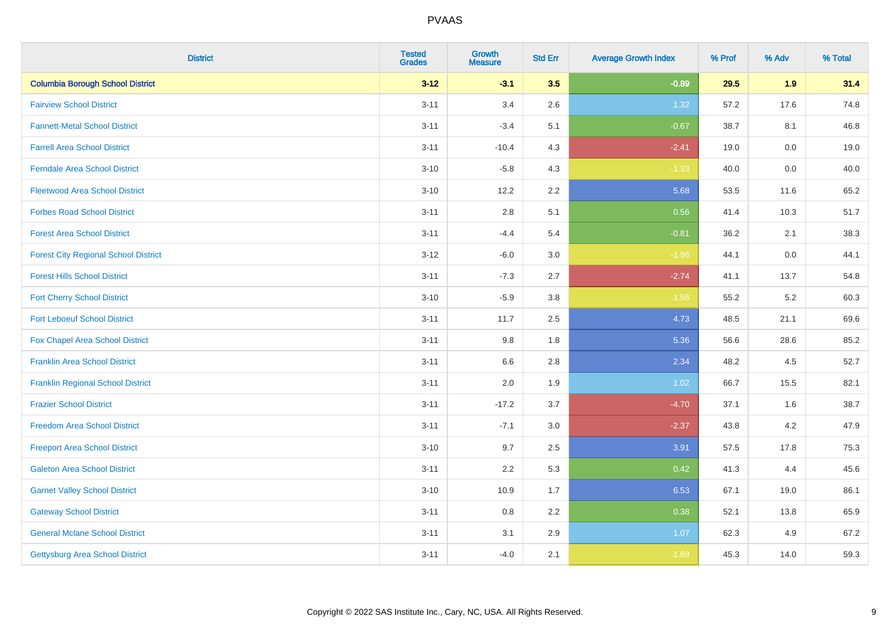PVAAS

| District | Tested Grades | Growth Measure | Std Err | Average Growth Index | % Prof | % Adv | % Total |
|---|---|---|---|---|---|---|---|
| **Columbia Borough School District** | **3-12** | **-3.1** | **3.5** | **-0.89** | **29.5** | **1.9** | **31.4** |
| Fairview School District | 3-11 | 3.4 | 2.6 | 1.32 | 57.2 | 17.6 | 74.8 |
| Fannett-Metal School District | 3-11 | -3.4 | 5.1 | -0.67 | 38.7 | 8.1 | 46.8 |
| Farrell Area School District | 3-11 | -10.4 | 4.3 | -2.41 | 19.0 | 0.0 | 19.0 |
| Ferndale Area School District | 3-10 | -5.8 | 4.3 | -1.33 | 40.0 | 0.0 | 40.0 |
| Fleetwood Area School District | 3-10 | 12.2 | 2.2 | 5.68 | 53.5 | 11.6 | 65.2 |
| Forbes Road School District | 3-11 | 2.8 | 5.1 | 0.56 | 41.4 | 10.3 | 51.7 |
| Forest Area School District | 3-11 | -4.4 | 5.4 | -0.81 | 36.2 | 2.1 | 38.3 |
| Forest City Regional School District | 3-12 | -6.0 | 3.0 | -1.96 | 44.1 | 0.0 | 44.1 |
| Forest Hills School District | 3-11 | -7.3 | 2.7 | -2.74 | 41.1 | 13.7 | 54.8 |
| Fort Cherry School District | 3-10 | -5.9 | 3.8 | -1.56 | 55.2 | 5.2 | 60.3 |
| Fort Leboeuf School District | 3-11 | 11.7 | 2.5 | 4.73 | 48.5 | 21.1 | 69.6 |
| Fox Chapel Area School District | 3-11 | 9.8 | 1.8 | 5.36 | 56.6 | 28.6 | 85.2 |
| Franklin Area School District | 3-11 | 6.6 | 2.8 | 2.34 | 48.2 | 4.5 | 52.7 |
| Franklin Regional School District | 3-11 | 2.0 | 1.9 | 1.02 | 66.7 | 15.5 | 82.1 |
| Frazier School District | 3-11 | -17.2 | 3.7 | -4.70 | 37.1 | 1.6 | 38.7 |
| Freedom Area School District | 3-11 | -7.1 | 3.0 | -2.37 | 43.8 | 4.2 | 47.9 |
| Freeport Area School District | 3-10 | 9.7 | 2.5 | 3.91 | 57.5 | 17.8 | 75.3 |
| Galeton Area School District | 3-11 | 2.2 | 5.3 | 0.42 | 41.3 | 4.4 | 45.6 |
| Garnet Valley School District | 3-10 | 10.9 | 1.7 | 6.53 | 67.1 | 19.0 | 86.1 |
| Gateway School District | 3-11 | 0.8 | 2.2 | 0.38 | 52.1 | 13.8 | 65.9 |
| General Mclane School District | 3-11 | 3.1 | 2.9 | 1.07 | 62.3 | 4.9 | 67.2 |
| Gettysburg Area School District | 3-11 | -4.0 | 2.1 | -1.89 | 45.3 | 14.0 | 59.3 |

Copyright © 2022 SAS Institute Inc., Cary, NC, USA. All Rights Reserved.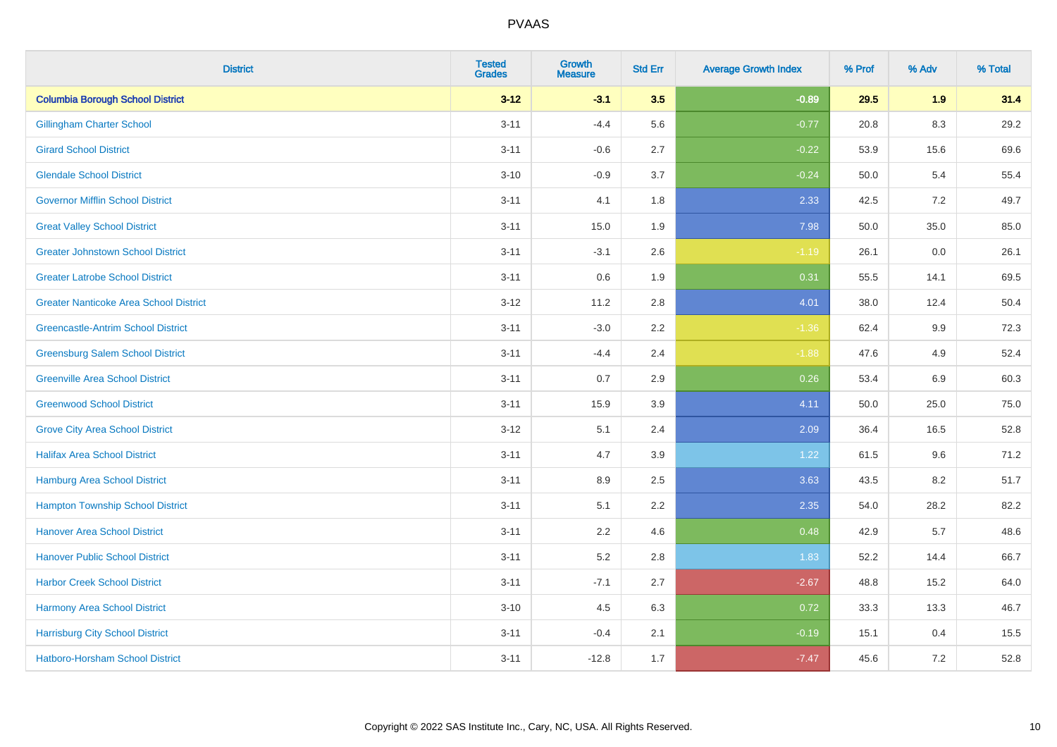| District | Tested Grades | Growth Measure | Std Err | Average Growth Index | % Prof | % Adv | % Total |
|---|---|---|---|---|---|---|---|
| **Columbia Borough School District** | **3-12** | **-3.1** | **3.5** | **-0.89** | **29.5** | **1.9** | **31.4** |
| Gillingham Charter School | 3-11 | -4.4 | 5.6 | -0.77 | 20.8 | 8.3 | 29.2 |
| Girard School District | 3-11 | -0.6 | 2.7 | -0.22 | 53.9 | 15.6 | 69.6 |
| Glendale School District | 3-10 | -0.9 | 3.7 | -0.24 | 50.0 | 5.4 | 55.4 |
| Governor Mifflin School District | 3-11 | 4.1 | 1.8 | 2.33 | 42.5 | 7.2 | 49.7 |
| Great Valley School District | 3-11 | 15.0 | 1.9 | 7.98 | 50.0 | 35.0 | 85.0 |
| Greater Johnstown School District | 3-11 | -3.1 | 2.6 | -1.19 | 26.1 | 0.0 | 26.1 |
| Greater Latrobe School District | 3-11 | 0.6 | 1.9 | 0.31 | 55.5 | 14.1 | 69.5 |
| Greater Nanticoke Area School District | 3-12 | 11.2 | 2.8 | 4.01 | 38.0 | 12.4 | 50.4 |
| Greencastle-Antrim School District | 3-11 | -3.0 | 2.2 | -1.36 | 62.4 | 9.9 | 72.3 |
| Greensburg Salem School District | 3-11 | -4.4 | 2.4 | -1.88 | 47.6 | 4.9 | 52.4 |
| Greenville Area School District | 3-11 | 0.7 | 2.9 | 0.26 | 53.4 | 6.9 | 60.3 |
| Greenwood School District | 3-11 | 15.9 | 3.9 | 4.11 | 50.0 | 25.0 | 75.0 |
| Grove City Area School District | 3-12 | 5.1 | 2.4 | 2.09 | 36.4 | 16.5 | 52.8 |
| Halifax Area School District | 3-11 | 4.7 | 3.9 | 1.22 | 61.5 | 9.6 | 71.2 |
| Hamburg Area School District | 3-11 | 8.9 | 2.5 | 3.63 | 43.5 | 8.2 | 51.7 |
| Hampton Township School District | 3-11 | 5.1 | 2.2 | 2.35 | 54.0 | 28.2 | 82.2 |
| Hanover Area School District | 3-11 | 2.2 | 4.6 | 0.48 | 42.9 | 5.7 | 48.6 |
| Hanover Public School District | 3-11 | 5.2 | 2.8 | 1.83 | 52.2 | 14.4 | 66.7 |
| Harbor Creek School District | 3-11 | -7.1 | 2.7 | -2.67 | 48.8 | 15.2 | 64.0 |
| Harmony Area School District | 3-10 | 4.5 | 6.3 | 0.72 | 33.3 | 13.3 | 46.7 |
| Harrisburg City School District | 3-11 | -0.4 | 2.1 | -0.19 | 15.1 | 0.4 | 15.5 |
| Hatboro-Horsham School District | 3-11 | -12.8 | 1.7 | -7.47 | 45.6 | 7.2 | 52.8 |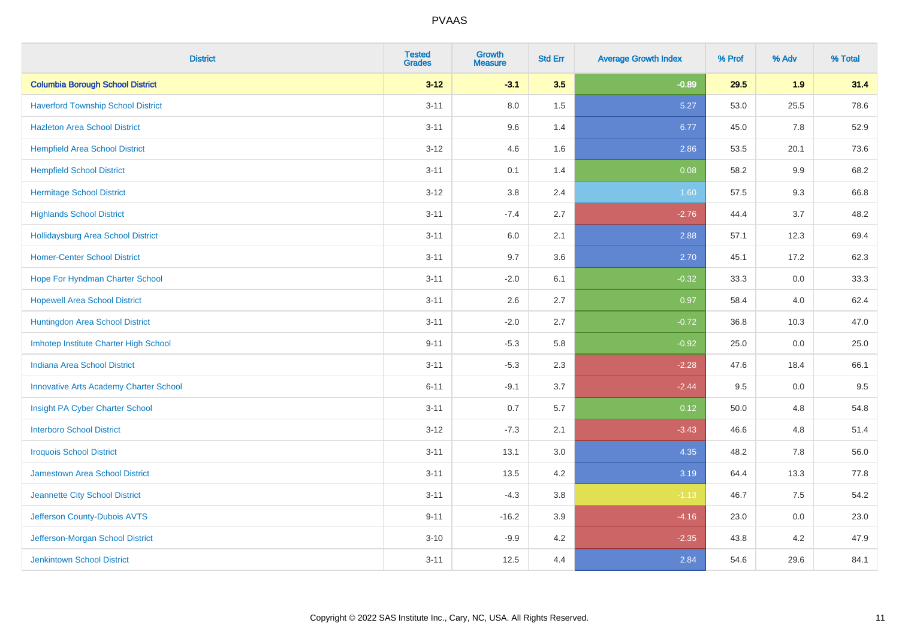# PVAAS

| District | Tested Grades | Growth Measure | Std Err | Average Growth Index | % Prof | % Adv | % Total |
|---|---|---|---|---|---|---|---|
| **Columbia Borough School District** | **3-12** | **-3.1** | **3.5** | **-0.89** | **29.5** | **1.9** | **31.4** |
| Haverford Township School District | 3-11 | 8.0 | 1.5 | 5.27 | 53.0 | 25.5 | 78.6 |
| Hazleton Area School District | 3-11 | 9.6 | 1.4 | 6.77 | 45.0 | 7.8 | 52.9 |
| Hempfield Area School District | 3-12 | 4.6 | 1.6 | 2.86 | 53.5 | 20.1 | 73.6 |
| Hempfield School District | 3-11 | 0.1 | 1.4 | 0.08 | 58.2 | 9.9 | 68.2 |
| Hermitage School District | 3-12 | 3.8 | 2.4 | 1.60 | 57.5 | 9.3 | 66.8 |
| Highlands School District | 3-11 | -7.4 | 2.7 | -2.76 | 44.4 | 3.7 | 48.2 |
| Hollidaysburg Area School District | 3-11 | 6.0 | 2.1 | 2.88 | 57.1 | 12.3 | 69.4 |
| Homer-Center School District | 3-11 | 9.7 | 3.6 | 2.70 | 45.1 | 17.2 | 62.3 |
| Hope For Hyndman Charter School | 3-11 | -2.0 | 6.1 | -0.32 | 33.3 | 0.0 | 33.3 |
| Hopewell Area School District | 3-11 | 2.6 | 2.7 | 0.97 | 58.4 | 4.0 | 62.4 |
| Huntingdon Area School District | 3-11 | -2.0 | 2.7 | -0.72 | 36.8 | 10.3 | 47.0 |
| Imhotep Institute Charter High School | 9-11 | -5.3 | 5.8 | -0.92 | 25.0 | 0.0 | 25.0 |
| Indiana Area School District | 3-11 | -5.3 | 2.3 | -2.28 | 47.6 | 18.4 | 66.1 |
| Innovative Arts Academy Charter School | 6-11 | -9.1 | 3.7 | -2.44 | 9.5 | 0.0 | 9.5 |
| Insight PA Cyber Charter School | 3-11 | 0.7 | 5.7 | 0.12 | 50.0 | 4.8 | 54.8 |
| Interboro School District | 3-12 | -7.3 | 2.1 | -3.43 | 46.6 | 4.8 | 51.4 |
| Iroquois School District | 3-11 | 13.1 | 3.0 | 4.35 | 48.2 | 7.8 | 56.0 |
| Jamestown Area School District | 3-11 | 13.5 | 4.2 | 3.19 | 64.4 | 13.3 | 77.8 |
| Jeannette City School District | 3-11 | -4.3 | 3.8 | -1.13 | 46.7 | 7.5 | 54.2 |
| Jefferson County-Dubois AVTS | 9-11 | -16.2 | 3.9 | -4.16 | 23.0 | 0.0 | 23.0 |
| Jefferson-Morgan School District | 3-10 | -9.9 | 4.2 | -2.35 | 43.8 | 4.2 | 47.9 |
| Jenkintown School District | 3-11 | 12.5 | 4.4 | 2.84 | 54.6 | 29.6 | 84.1 |

Copyright © 2022 SAS Institute Inc., Cary, NC, USA. All Rights Reserved.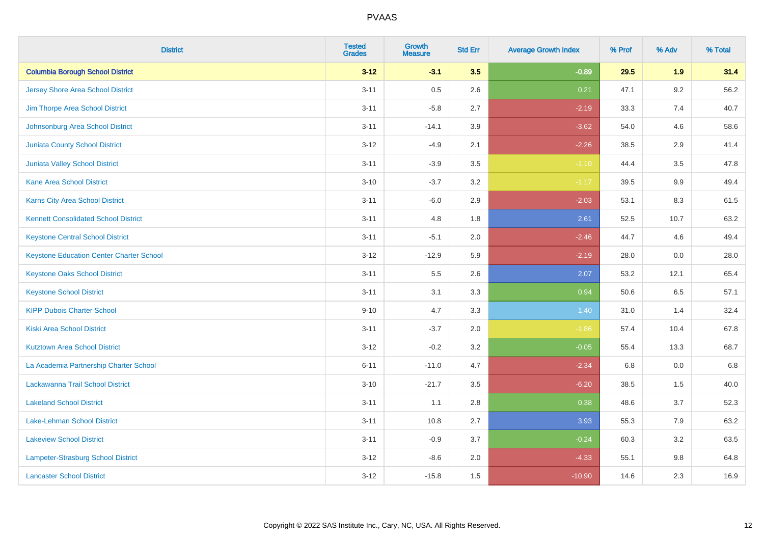| District | Tested Grades | Growth Measure | Std Err | Average Growth Index | % Prof | % Adv | % Total |
|---|---|---|---|---|---|---|---|
| **Columbia Borough School District** | **3-12** | **-3.1** | **3.5** | **-0.89** | **29.5** | **1.9** | **31.4** |
| Jersey Shore Area School District | 3-11 | 0.5 | 2.6 | 0.21 | 47.1 | 9.2 | 56.2 |
| Jim Thorpe Area School District | 3-11 | -5.8 | 2.7 | -2.19 | 33.3 | 7.4 | 40.7 |
| Johnsonburg Area School District | 3-11 | -14.1 | 3.9 | -3.62 | 54.0 | 4.6 | 58.6 |
| Juniata County School District | 3-12 | -4.9 | 2.1 | -2.26 | 38.5 | 2.9 | 41.4 |
| Juniata Valley School District | 3-11 | -3.9 | 3.5 | -1.10 | 44.4 | 3.5 | 47.8 |
| Kane Area School District | 3-10 | -3.7 | 3.2 | -1.17 | 39.5 | 9.9 | 49.4 |
| Karns City Area School District | 3-11 | -6.0 | 2.9 | -2.03 | 53.1 | 8.3 | 61.5 |
| Kennett Consolidated School District | 3-11 | 4.8 | 1.8 | 2.61 | 52.5 | 10.7 | 63.2 |
| Keystone Central School District | 3-11 | -5.1 | 2.0 | -2.46 | 44.7 | 4.6 | 49.4 |
| Keystone Education Center Charter School | 3-12 | -12.9 | 5.9 | -2.19 | 28.0 | 0.0 | 28.0 |
| Keystone Oaks School District | 3-11 | 5.5 | 2.6 | 2.07 | 53.2 | 12.1 | 65.4 |
| Keystone School District | 3-11 | 3.1 | 3.3 | 0.94 | 50.6 | 6.5 | 57.1 |
| KIPP Dubois Charter School | 9-10 | 4.7 | 3.3 | 1.40 | 31.0 | 1.4 | 32.4 |
| Kiski Area School District | 3-11 | -3.7 | 2.0 | -1.86 | 57.4 | 10.4 | 67.8 |
| Kutztown Area School District | 3-12 | -0.2 | 3.2 | -0.05 | 55.4 | 13.3 | 68.7 |
| La Academia Partnership Charter School | 6-11 | -11.0 | 4.7 | -2.34 | 6.8 | 0.0 | 6.8 |
| Lackawanna Trail School District | 3-10 | -21.7 | 3.5 | -6.20 | 38.5 | 1.5 | 40.0 |
| Lakeland School District | 3-11 | 1.1 | 2.8 | 0.38 | 48.6 | 3.7 | 52.3 |
| Lake-Lehman School District | 3-11 | 10.8 | 2.7 | 3.93 | 55.3 | 7.9 | 63.2 |
| Lakeview School District | 3-11 | -0.9 | 3.7 | -0.24 | 60.3 | 3.2 | 63.5 |
| Lampeter-Strasburg School District | 3-12 | -8.6 | 2.0 | -4.33 | 55.1 | 9.8 | 64.8 |
| Lancaster School District | 3-12 | -15.8 | 1.5 | -10.90 | 14.6 | 2.3 | 16.9 |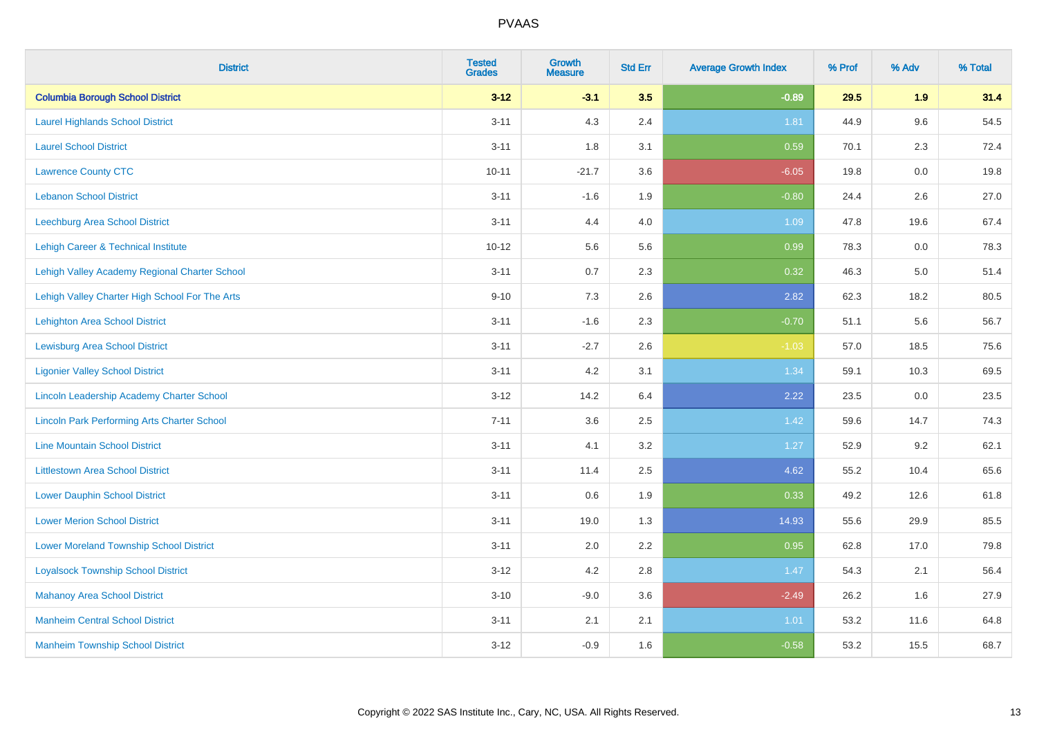| District | Tested Grades | Growth Measure | Std Err | Average Growth Index | % Prof | % Adv | % Total |
|---|---|---|---|---|---|---|---|
| **Columbia Borough School District** | **3-12** | **-3.1** | **3.5** | **-0.89** | **29.5** | **1.9** | **31.4** |
| Laurel Highlands School District | 3-11 | 4.3 | 2.4 | 1.81 | 44.9 | 9.6 | 54.5 |
| Laurel School District | 3-11 | 1.8 | 3.1 | 0.59 | 70.1 | 2.3 | 72.4 |
| Lawrence County CTC | 10-11 | -21.7 | 3.6 | -6.05 | 19.8 | 0.0 | 19.8 |
| Lebanon School District | 3-11 | -1.6 | 1.9 | -0.80 | 24.4 | 2.6 | 27.0 |
| Leechburg Area School District | 3-11 | 4.4 | 4.0 | 1.09 | 47.8 | 19.6 | 67.4 |
| Lehigh Career & Technical Institute | 10-12 | 5.6 | 5.6 | 0.99 | 78.3 | 0.0 | 78.3 |
| Lehigh Valley Academy Regional Charter School | 3-11 | 0.7 | 2.3 | 0.32 | 46.3 | 5.0 | 51.4 |
| Lehigh Valley Charter High School For The Arts | 9-10 | 7.3 | 2.6 | 2.82 | 62.3 | 18.2 | 80.5 |
| Lehighton Area School District | 3-11 | -1.6 | 2.3 | -0.70 | 51.1 | 5.6 | 56.7 |
| Lewisburg Area School District | 3-11 | -2.7 | 2.6 | -1.03 | 57.0 | 18.5 | 75.6 |
| Ligonier Valley School District | 3-11 | 4.2 | 3.1 | 1.34 | 59.1 | 10.3 | 69.5 |
| Lincoln Leadership Academy Charter School | 3-12 | 14.2 | 6.4 | 2.22 | 23.5 | 0.0 | 23.5 |
| Lincoln Park Performing Arts Charter School | 7-11 | 3.6 | 2.5 | 1.42 | 59.6 | 14.7 | 74.3 |
| Line Mountain School District | 3-11 | 4.1 | 3.2 | 1.27 | 52.9 | 9.2 | 62.1 |
| Littlestown Area School District | 3-11 | 11.4 | 2.5 | 4.62 | 55.2 | 10.4 | 65.6 |
| Lower Dauphin School District | 3-11 | 0.6 | 1.9 | 0.33 | 49.2 | 12.6 | 61.8 |
| Lower Merion School District | 3-11 | 19.0 | 1.3 | 14.93 | 55.6 | 29.9 | 85.5 |
| Lower Moreland Township School District | 3-11 | 2.0 | 2.2 | 0.95 | 62.8 | 17.0 | 79.8 |
| Loyalsock Township School District | 3-12 | 4.2 | 2.8 | 1.47 | 54.3 | 2.1 | 56.4 |
| Mahanoy Area School District | 3-10 | -9.0 | 3.6 | -2.49 | 26.2 | 1.6 | 27.9 |
| Manheim Central School District | 3-11 | 2.1 | 2.1 | 1.01 | 53.2 | 11.6 | 64.8 |
| Manheim Township School District | 3-12 | -0.9 | 1.6 | -0.58 | 53.2 | 15.5 | 68.7 |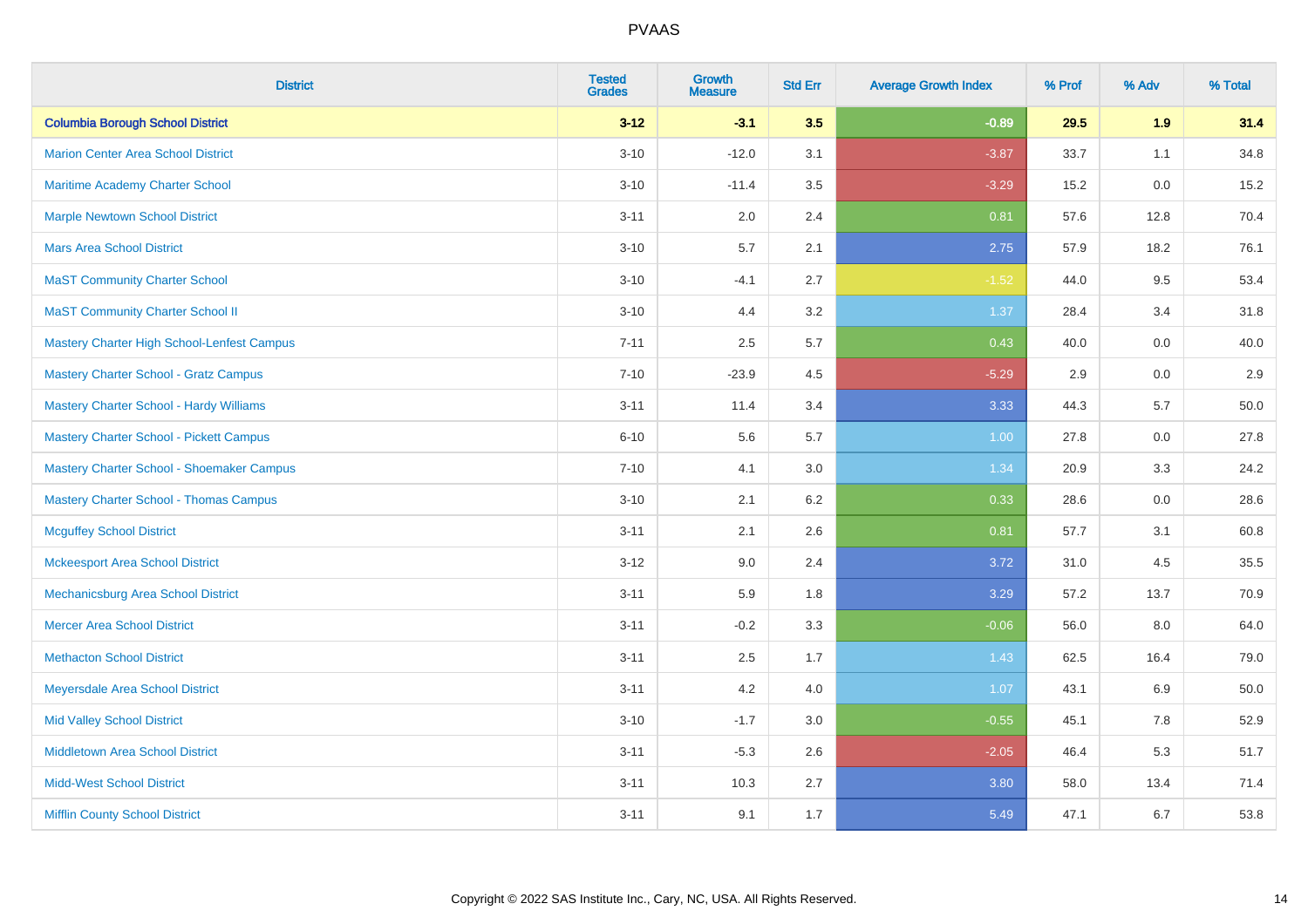# PVAAS

| District | Tested Grades | Growth Measure | Std Err | Average Growth Index | % Prof | % Adv | % Total |
|---|---|---|---|---|---|---|---|
| **Columbia Borough School District** | **3-12** | **-3.1** | **3.5** | **-0.89** | **29.5** | **1.9** | **31.4** |
| Marion Center Area School District | 3-10 | -12.0 | 3.1 | -3.87 | 33.7 | 1.1 | 34.8 |
| Maritime Academy Charter School | 3-10 | -11.4 | 3.5 | -3.29 | 15.2 | 0.0 | 15.2 |
| Marple Newtown School District | 3-11 | 2.0 | 2.4 | 0.81 | 57.6 | 12.8 | 70.4 |
| Mars Area School District | 3-10 | 5.7 | 2.1 | 2.75 | 57.9 | 18.2 | 76.1 |
| MaST Community Charter School | 3-10 | -4.1 | 2.7 | -1.52 | 44.0 | 9.5 | 53.4 |
| MaST Community Charter School II | 3-10 | 4.4 | 3.2 | 1.37 | 28.4 | 3.4 | 31.8 |
| Mastery Charter High School-Lenfest Campus | 7-11 | 2.5 | 5.7 | 0.43 | 40.0 | 0.0 | 40.0 |
| Mastery Charter School - Gratz Campus | 7-10 | -23.9 | 4.5 | -5.29 | 2.9 | 0.0 | 2.9 |
| Mastery Charter School - Hardy Williams | 3-11 | 11.4 | 3.4 | 3.33 | 44.3 | 5.7 | 50.0 |
| Mastery Charter School - Pickett Campus | 6-10 | 5.6 | 5.7 | 1.00 | 27.8 | 0.0 | 27.8 |
| Mastery Charter School - Shoemaker Campus | 7-10 | 4.1 | 3.0 | 1.34 | 20.9 | 3.3 | 24.2 |
| Mastery Charter School - Thomas Campus | 3-10 | 2.1 | 6.2 | 0.33 | 28.6 | 0.0 | 28.6 |
| Mcguffey School District | 3-11 | 2.1 | 2.6 | 0.81 | 57.7 | 3.1 | 60.8 |
| Mckeesport Area School District | 3-12 | 9.0 | 2.4 | 3.72 | 31.0 | 4.5 | 35.5 |
| Mechanicsburg Area School District | 3-11 | 5.9 | 1.8 | 3.29 | 57.2 | 13.7 | 70.9 |
| Mercer Area School District | 3-11 | -0.2 | 3.3 | -0.06 | 56.0 | 8.0 | 64.0 |
| Methacton School District | 3-11 | 2.5 | 1.7 | 1.43 | 62.5 | 16.4 | 79.0 |
| Meyersdale Area School District | 3-11 | 4.2 | 4.0 | 1.07 | 43.1 | 6.9 | 50.0 |
| Mid Valley School District | 3-10 | -1.7 | 3.0 | -0.55 | 45.1 | 7.8 | 52.9 |
| Middletown Area School District | 3-11 | -5.3 | 2.6 | -2.05 | 46.4 | 5.3 | 51.7 |
| Midd-West School District | 3-11 | 10.3 | 2.7 | 3.80 | 58.0 | 13.4 | 71.4 |
| Mifflin County School District | 3-11 | 9.1 | 1.7 | 5.49 | 47.1 | 6.7 | 53.8 |

Copyright © 2022 SAS Institute Inc., Cary, NC, USA. All Rights Reserved.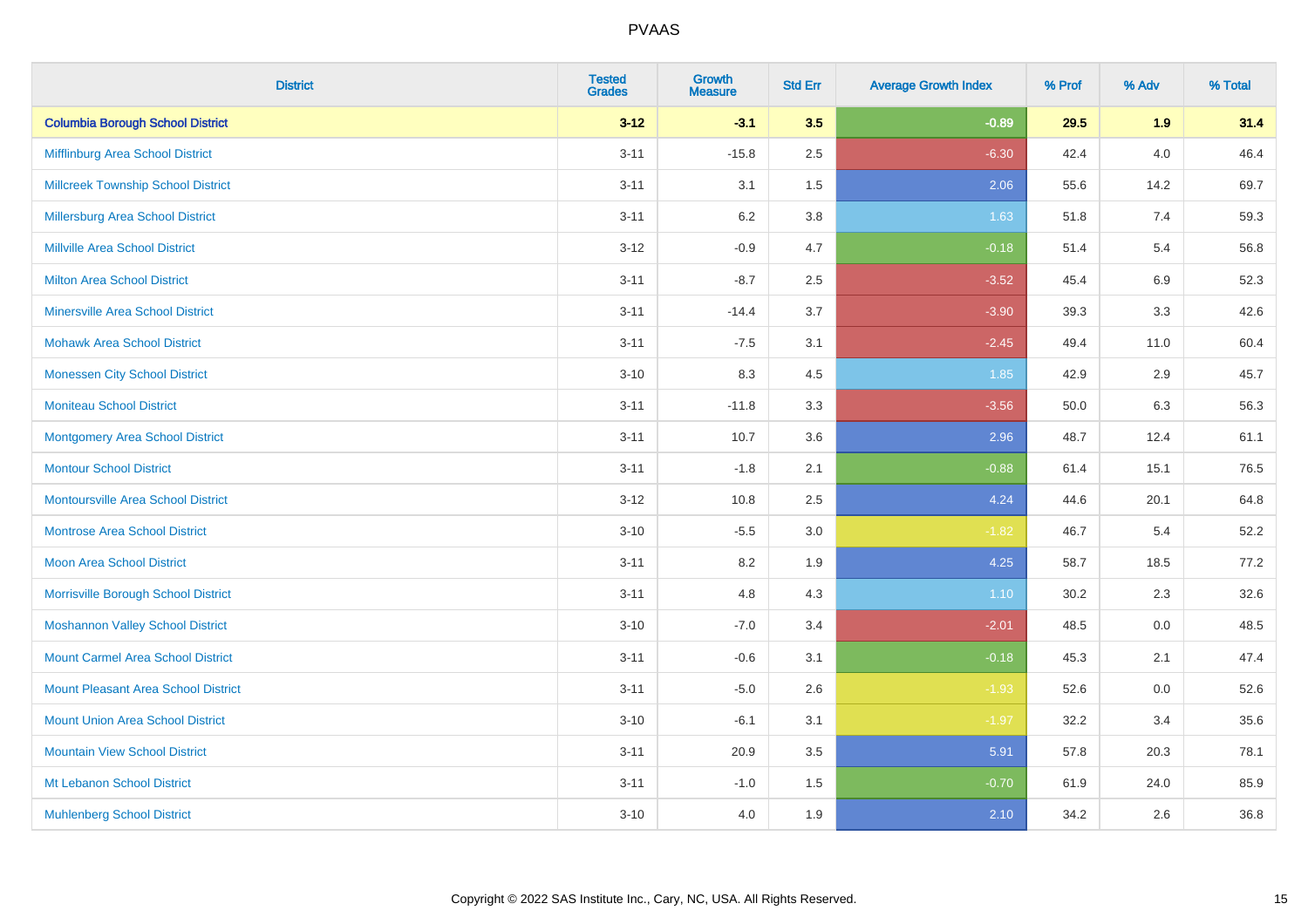| District | Tested Grades | Growth Measure | Std Err | Average Growth Index | % Prof | % Adv | % Total |
|---|---|---|---|---|---|---|---|
| **Columbia Borough School District** | **3-12** | **-3.1** | **3.5** | **-0.89** | **29.5** | **1.9** | **31.4** |
| Mifflinburg Area School District | 3-11 | -15.8 | 2.5 | -6.30 | 42.4 | 4.0 | 46.4 |
| Millcreek Township School District | 3-11 | 3.1 | 1.5 | 2.06 | 55.6 | 14.2 | 69.7 |
| Millersburg Area School District | 3-11 | 6.2 | 3.8 | 1.63 | 51.8 | 7.4 | 59.3 |
| Millville Area School District | 3-12 | -0.9 | 4.7 | -0.18 | 51.4 | 5.4 | 56.8 |
| Milton Area School District | 3-11 | -8.7 | 2.5 | -3.52 | 45.4 | 6.9 | 52.3 |
| Minersville Area School District | 3-11 | -14.4 | 3.7 | -3.90 | 39.3 | 3.3 | 42.6 |
| Mohawk Area School District | 3-11 | -7.5 | 3.1 | -2.45 | 49.4 | 11.0 | 60.4 |
| Monessen City School District | 3-10 | 8.3 | 4.5 | 1.85 | 42.9 | 2.9 | 45.7 |
| Moniteau School District | 3-11 | -11.8 | 3.3 | -3.56 | 50.0 | 6.3 | 56.3 |
| Montgomery Area School District | 3-11 | 10.7 | 3.6 | 2.96 | 48.7 | 12.4 | 61.1 |
| Montour School District | 3-11 | -1.8 | 2.1 | -0.88 | 61.4 | 15.1 | 76.5 |
| Montoursville Area School District | 3-12 | 10.8 | 2.5 | 4.24 | 44.6 | 20.1 | 64.8 |
| Montrose Area School District | 3-10 | -5.5 | 3.0 | -1.82 | 46.7 | 5.4 | 52.2 |
| Moon Area School District | 3-11 | 8.2 | 1.9 | 4.25 | 58.7 | 18.5 | 77.2 |
| Morrisville Borough School District | 3-11 | 4.8 | 4.3 | 1.10 | 30.2 | 2.3 | 32.6 |
| Moshannon Valley School District | 3-10 | -7.0 | 3.4 | -2.01 | 48.5 | 0.0 | 48.5 |
| Mount Carmel Area School District | 3-11 | -0.6 | 3.1 | -0.18 | 45.3 | 2.1 | 47.4 |
| Mount Pleasant Area School District | 3-11 | -5.0 | 2.6 | -1.93 | 52.6 | 0.0 | 52.6 |
| Mount Union Area School District | 3-10 | -6.1 | 3.1 | -1.97 | 32.2 | 3.4 | 35.6 |
| Mountain View School District | 3-11 | 20.9 | 3.5 | 5.91 | 57.8 | 20.3 | 78.1 |
| Mt Lebanon School District | 3-11 | -1.0 | 1.5 | -0.70 | 61.9 | 24.0 | 85.9 |
| Muhlenberg School District | 3-10 | 4.0 | 1.9 | 2.10 | 34.2 | 2.6 | 36.8 |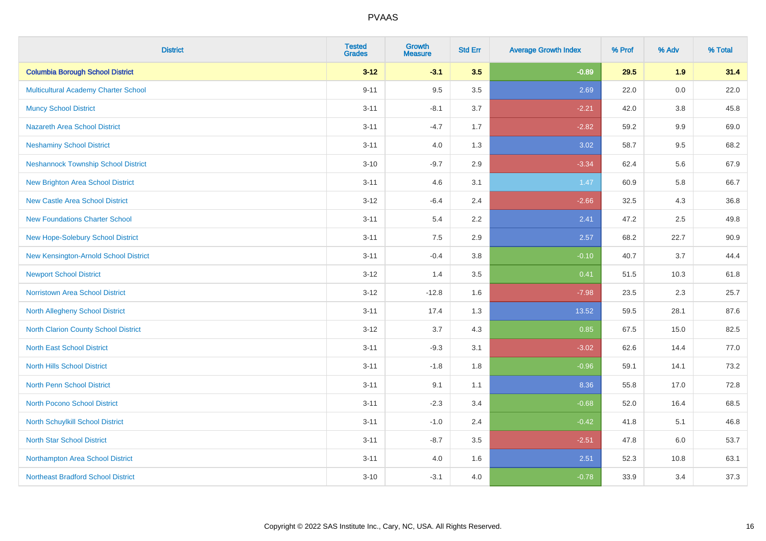| District | Tested Grades | Growth Measure | Std Err | Average Growth Index | % Prof | % Adv | % Total |
|---|---|---|---|---|---|---|---|
| **Columbia Borough School District** | **3-12** | **-3.1** | **3.5** | **-0.89** | **29.5** | **1.9** | **31.4** |
| Multicultural Academy Charter School | 9-11 | 9.5 | 3.5 | 2.69 | 22.0 | 0.0 | 22.0 |
| Muncy School District | 3-11 | -8.1 | 3.7 | -2.21 | 42.0 | 3.8 | 45.8 |
| Nazareth Area School District | 3-11 | -4.7 | 1.7 | -2.82 | 59.2 | 9.9 | 69.0 |
| Neshaminy School District | 3-11 | 4.0 | 1.3 | 3.02 | 58.7 | 9.5 | 68.2 |
| Neshannock Township School District | 3-10 | -9.7 | 2.9 | -3.34 | 62.4 | 5.6 | 67.9 |
| New Brighton Area School District | 3-11 | 4.6 | 3.1 | 1.47 | 60.9 | 5.8 | 66.7 |
| New Castle Area School District | 3-12 | -6.4 | 2.4 | -2.66 | 32.5 | 4.3 | 36.8 |
| New Foundations Charter School | 3-11 | 5.4 | 2.2 | 2.41 | 47.2 | 2.5 | 49.8 |
| New Hope-Solebury School District | 3-11 | 7.5 | 2.9 | 2.57 | 68.2 | 22.7 | 90.9 |
| New Kensington-Arnold School District | 3-11 | -0.4 | 3.8 | -0.10 | 40.7 | 3.7 | 44.4 |
| Newport School District | 3-12 | 1.4 | 3.5 | 0.41 | 51.5 | 10.3 | 61.8 |
| Norristown Area School District | 3-12 | -12.8 | 1.6 | -7.98 | 23.5 | 2.3 | 25.7 |
| North Allegheny School District | 3-11 | 17.4 | 1.3 | 13.52 | 59.5 | 28.1 | 87.6 |
| North Clarion County School District | 3-12 | 3.7 | 4.3 | 0.85 | 67.5 | 15.0 | 82.5 |
| North East School District | 3-11 | -9.3 | 3.1 | -3.02 | 62.6 | 14.4 | 77.0 |
| North Hills School District | 3-11 | -1.8 | 1.8 | -0.96 | 59.1 | 14.1 | 73.2 |
| North Penn School District | 3-11 | 9.1 | 1.1 | 8.36 | 55.8 | 17.0 | 72.8 |
| North Pocono School District | 3-11 | -2.3 | 3.4 | -0.68 | 52.0 | 16.4 | 68.5 |
| North Schuylkill School District | 3-11 | -1.0 | 2.4 | -0.42 | 41.8 | 5.1 | 46.8 |
| North Star School District | 3-11 | -8.7 | 3.5 | -2.51 | 47.8 | 6.0 | 53.7 |
| Northampton Area School District | 3-11 | 4.0 | 1.6 | 2.51 | 52.3 | 10.8 | 63.1 |
| Northeast Bradford School District | 3-10 | -3.1 | 4.0 | -0.78 | 33.9 | 3.4 | 37.3 |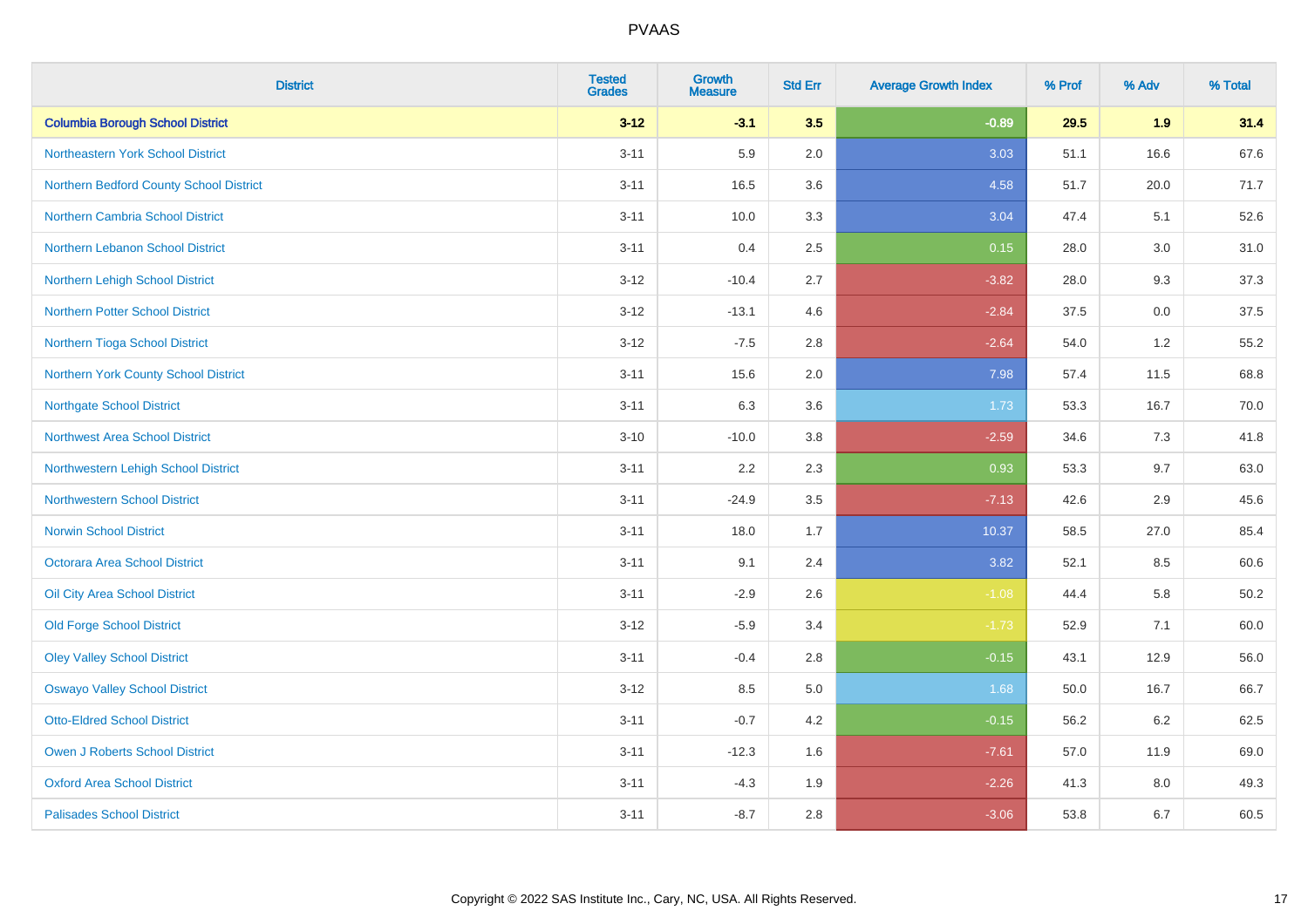| District | Tested Grades | Growth Measure | Std Err | Average Growth Index | % Prof | % Adv | % Total |
|---|---|---|---|---|---|---|---|
| **Columbia Borough School District** | **3-12** | **-3.1** | **3.5** | **-0.89** | **29.5** | **1.9** | **31.4** |
| Northeastern York School District | 3-11 | 5.9 | 2.0 | 3.03 | 51.1 | 16.6 | 67.6 |
| Northern Bedford County School District | 3-11 | 16.5 | 3.6 | 4.58 | 51.7 | 20.0 | 71.7 |
| Northern Cambria School District | 3-11 | 10.0 | 3.3 | 3.04 | 47.4 | 5.1 | 52.6 |
| Northern Lebanon School District | 3-11 | 0.4 | 2.5 | 0.15 | 28.0 | 3.0 | 31.0 |
| Northern Lehigh School District | 3-12 | -10.4 | 2.7 | -3.82 | 28.0 | 9.3 | 37.3 |
| Northern Potter School District | 3-12 | -13.1 | 4.6 | -2.84 | 37.5 | 0.0 | 37.5 |
| Northern Tioga School District | 3-12 | -7.5 | 2.8 | -2.64 | 54.0 | 1.2 | 55.2 |
| Northern York County School District | 3-11 | 15.6 | 2.0 | 7.98 | 57.4 | 11.5 | 68.8 |
| Northgate School District | 3-11 | 6.3 | 3.6 | 1.73 | 53.3 | 16.7 | 70.0 |
| Northwest Area School District | 3-10 | -10.0 | 3.8 | -2.59 | 34.6 | 7.3 | 41.8 |
| Northwestern Lehigh School District | 3-11 | 2.2 | 2.3 | 0.93 | 53.3 | 9.7 | 63.0 |
| Northwestern School District | 3-11 | -24.9 | 3.5 | -7.13 | 42.6 | 2.9 | 45.6 |
| Norwin School District | 3-11 | 18.0 | 1.7 | 10.37 | 58.5 | 27.0 | 85.4 |
| Octorara Area School District | 3-11 | 9.1 | 2.4 | 3.82 | 52.1 | 8.5 | 60.6 |
| Oil City Area School District | 3-11 | -2.9 | 2.6 | -1.08 | 44.4 | 5.8 | 50.2 |
| Old Forge School District | 3-12 | -5.9 | 3.4 | -1.73 | 52.9 | 7.1 | 60.0 |
| Oley Valley School District | 3-11 | -0.4 | 2.8 | -0.15 | 43.1 | 12.9 | 56.0 |
| Oswayo Valley School District | 3-12 | 8.5 | 5.0 | 1.68 | 50.0 | 16.7 | 66.7 |
| Otto-Eldred School District | 3-11 | -0.7 | 4.2 | -0.15 | 56.2 | 6.2 | 62.5 |
| Owen J Roberts School District | 3-11 | -12.3 | 1.6 | -7.61 | 57.0 | 11.9 | 69.0 |
| Oxford Area School District | 3-11 | -4.3 | 1.9 | -2.26 | 41.3 | 8.0 | 49.3 |
| Palisades School District | 3-11 | -8.7 | 2.8 | -3.06 | 53.8 | 6.7 | 60.5 |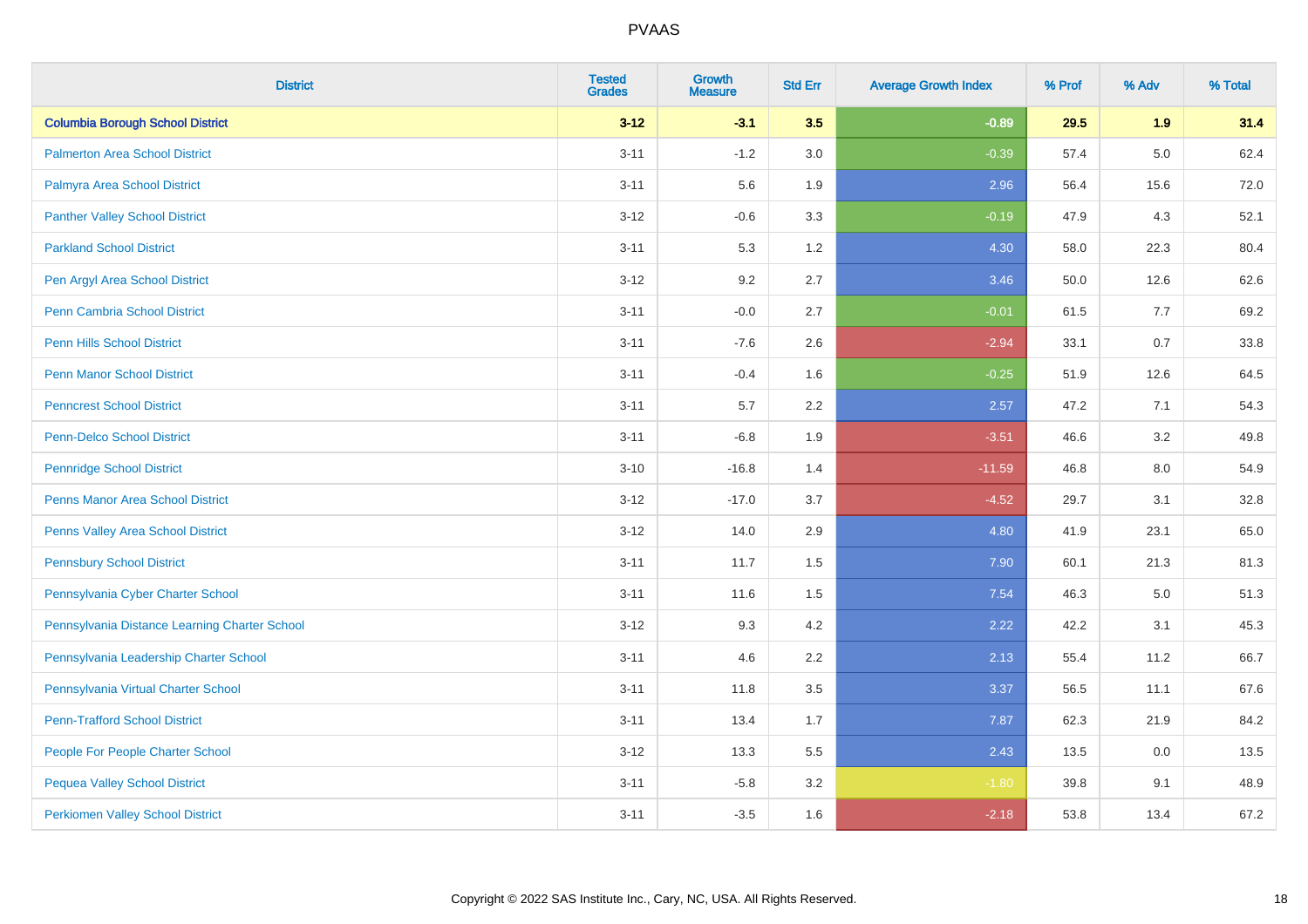| District | Tested Grades | Growth Measure | Std Err | Average Growth Index | % Prof | % Adv | % Total |
|---|---|---|---|---|---|---|---|
| **Columbia Borough School District** | **3-12** | **-3.1** | **3.5** | **-0.89** | **29.5** | **1.9** | **31.4** |
| Palmerton Area School District | 3-11 | -1.2 | 3.0 | -0.39 | 57.4 | 5.0 | 62.4 |
| Palmyra Area School District | 3-11 | 5.6 | 1.9 | 2.96 | 56.4 | 15.6 | 72.0 |
| Panther Valley School District | 3-12 | -0.6 | 3.3 | -0.19 | 47.9 | 4.3 | 52.1 |
| Parkland School District | 3-11 | 5.3 | 1.2 | 4.30 | 58.0 | 22.3 | 80.4 |
| Pen Argyl Area School District | 3-12 | 9.2 | 2.7 | 3.46 | 50.0 | 12.6 | 62.6 |
| Penn Cambria School District | 3-11 | -0.0 | 2.7 | -0.01 | 61.5 | 7.7 | 69.2 |
| Penn Hills School District | 3-11 | -7.6 | 2.6 | -2.94 | 33.1 | 0.7 | 33.8 |
| Penn Manor School District | 3-11 | -0.4 | 1.6 | -0.25 | 51.9 | 12.6 | 64.5 |
| Penncrest School District | 3-11 | 5.7 | 2.2 | 2.57 | 47.2 | 7.1 | 54.3 |
| Penn-Delco School District | 3-11 | -6.8 | 1.9 | -3.51 | 46.6 | 3.2 | 49.8 |
| Pennridge School District | 3-10 | -16.8 | 1.4 | -11.59 | 46.8 | 8.0 | 54.9 |
| Penns Manor Area School District | 3-12 | -17.0 | 3.7 | -4.52 | 29.7 | 3.1 | 32.8 |
| Penns Valley Area School District | 3-12 | 14.0 | 2.9 | 4.80 | 41.9 | 23.1 | 65.0 |
| Pennsbury School District | 3-11 | 11.7 | 1.5 | 7.90 | 60.1 | 21.3 | 81.3 |
| Pennsylvania Cyber Charter School | 3-11 | 11.6 | 1.5 | 7.54 | 46.3 | 5.0 | 51.3 |
| Pennsylvania Distance Learning Charter School | 3-12 | 9.3 | 4.2 | 2.22 | 42.2 | 3.1 | 45.3 |
| Pennsylvania Leadership Charter School | 3-11 | 4.6 | 2.2 | 2.13 | 55.4 | 11.2 | 66.7 |
| Pennsylvania Virtual Charter School | 3-11 | 11.8 | 3.5 | 3.37 | 56.5 | 11.1 | 67.6 |
| Penn-Trafford School District | 3-11 | 13.4 | 1.7 | 7.87 | 62.3 | 21.9 | 84.2 |
| People For People Charter School | 3-12 | 13.3 | 5.5 | 2.43 | 13.5 | 0.0 | 13.5 |
| Pequea Valley School District | 3-11 | -5.8 | 3.2 | -1.80 | 39.8 | 9.1 | 48.9 |
| Perkiomen Valley School District | 3-11 | -3.5 | 1.6 | -2.18 | 53.8 | 13.4 | 67.2 |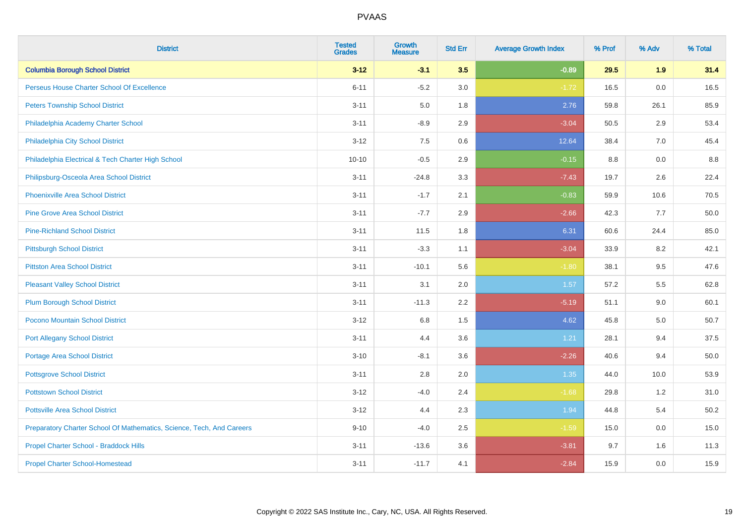| District | Tested Grades | Growth Measure | Std Err | Average Growth Index | % Prof | % Adv | % Total |
|---|---|---|---|---|---|---|---|
| **Columbia Borough School District** | **3-12** | **-3.1** | **3.5** | **-0.89** | **29.5** | **1.9** | **31.4** |
| Perseus House Charter School Of Excellence | 6-11 | -5.2 | 3.0 | -1.72 | 16.5 | 0.0 | 16.5 |
| Peters Township School District | 3-11 | 5.0 | 1.8 | 2.76 | 59.8 | 26.1 | 85.9 |
| Philadelphia Academy Charter School | 3-11 | -8.9 | 2.9 | -3.04 | 50.5 | 2.9 | 53.4 |
| Philadelphia City School District | 3-12 | 7.5 | 0.6 | 12.64 | 38.4 | 7.0 | 45.4 |
| Philadelphia Electrical & Tech Charter High School | 10-10 | -0.5 | 2.9 | -0.15 | 8.8 | 0.0 | 8.8 |
| Philipsburg-Osceola Area School District | 3-11 | -24.8 | 3.3 | -7.43 | 19.7 | 2.6 | 22.4 |
| Phoenixville Area School District | 3-11 | -1.7 | 2.1 | -0.83 | 59.9 | 10.6 | 70.5 |
| Pine Grove Area School District | 3-11 | -7.7 | 2.9 | -2.66 | 42.3 | 7.7 | 50.0 |
| Pine-Richland School District | 3-11 | 11.5 | 1.8 | 6.31 | 60.6 | 24.4 | 85.0 |
| Pittsburgh School District | 3-11 | -3.3 | 1.1 | -3.04 | 33.9 | 8.2 | 42.1 |
| Pittston Area School District | 3-11 | -10.1 | 5.6 | -1.80 | 38.1 | 9.5 | 47.6 |
| Pleasant Valley School District | 3-11 | 3.1 | 2.0 | 1.57 | 57.2 | 5.5 | 62.8 |
| Plum Borough School District | 3-11 | -11.3 | 2.2 | -5.19 | 51.1 | 9.0 | 60.1 |
| Pocono Mountain School District | 3-12 | 6.8 | 1.5 | 4.62 | 45.8 | 5.0 | 50.7 |
| Port Allegany School District | 3-11 | 4.4 | 3.6 | 1.21 | 28.1 | 9.4 | 37.5 |
| Portage Area School District | 3-10 | -8.1 | 3.6 | -2.26 | 40.6 | 9.4 | 50.0 |
| Pottsgrove School District | 3-11 | 2.8 | 2.0 | 1.35 | 44.0 | 10.0 | 53.9 |
| Pottstown School District | 3-12 | -4.0 | 2.4 | -1.68 | 29.8 | 1.2 | 31.0 |
| Pottsville Area School District | 3-12 | 4.4 | 2.3 | 1.94 | 44.8 | 5.4 | 50.2 |
| Preparatory Charter School Of Mathematics, Science, Tech, And Careers | 9-10 | -4.0 | 2.5 | -1.59 | 15.0 | 0.0 | 15.0 |
| Propel Charter School - Braddock Hills | 3-11 | -13.6 | 3.6 | -3.81 | 9.7 | 1.6 | 11.3 |
| Propel Charter School-Homestead | 3-11 | -11.7 | 4.1 | -2.84 | 15.9 | 0.0 | 15.9 |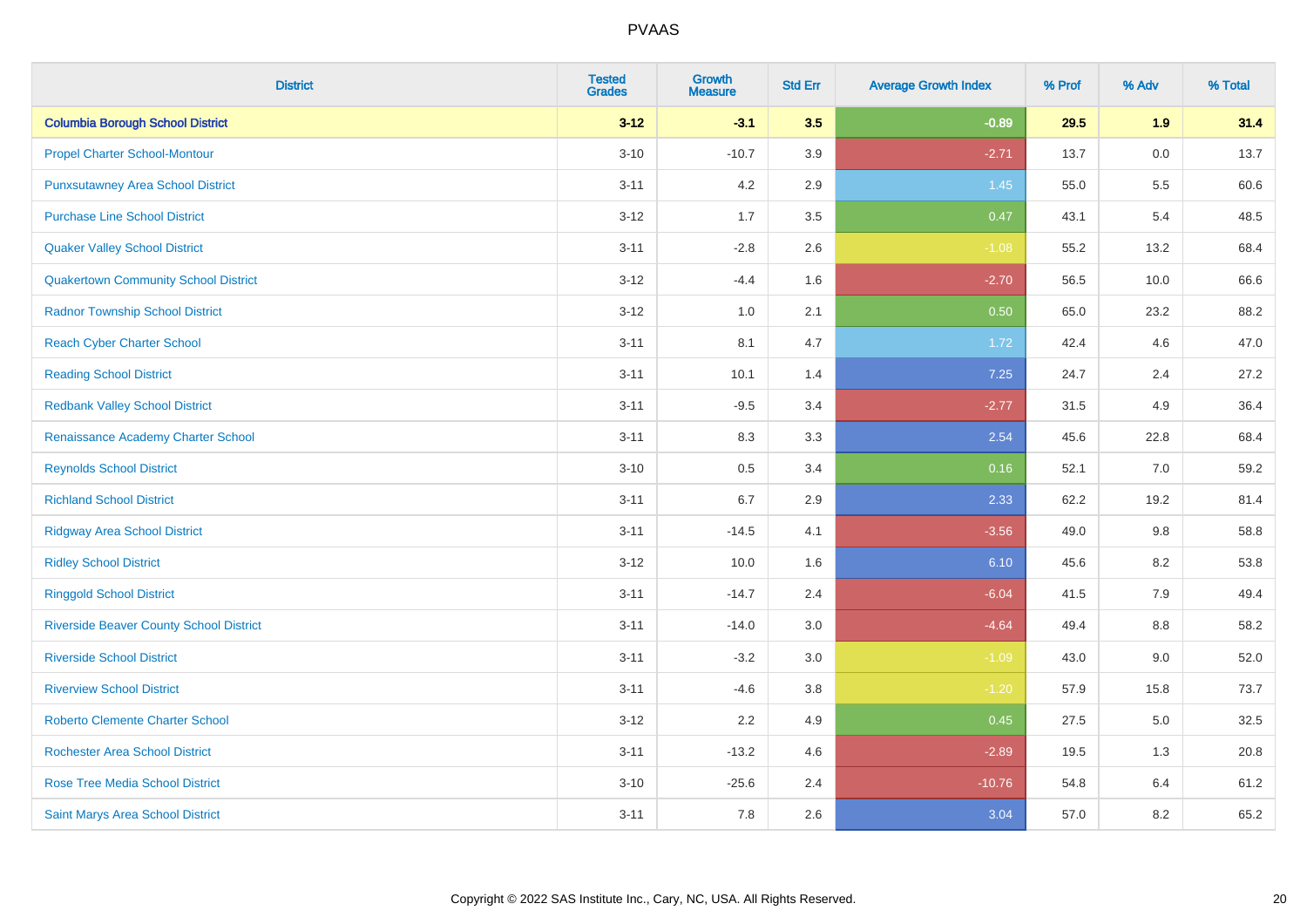| District | Tested Grades | Growth Measure | Std Err | Average Growth Index | % Prof | % Adv | % Total |
|---|---|---|---|---|---|---|---|
| **Columbia Borough School District** | **3-12** | **-3.1** | **3.5** | **-0.89** | **29.5** | **1.9** | **31.4** |
| Propel Charter School-Montour | 3-10 | -10.7 | 3.9 | -2.71 | 13.7 | 0.0 | 13.7 |
| Punxsutawney Area School District | 3-11 | 4.2 | 2.9 | 1.45 | 55.0 | 5.5 | 60.6 |
| Purchase Line School District | 3-12 | 1.7 | 3.5 | 0.47 | 43.1 | 5.4 | 48.5 |
| Quaker Valley School District | 3-11 | -2.8 | 2.6 | -1.08 | 55.2 | 13.2 | 68.4 |
| Quakertown Community School District | 3-12 | -4.4 | 1.6 | -2.70 | 56.5 | 10.0 | 66.6 |
| Radnor Township School District | 3-12 | 1.0 | 2.1 | 0.50 | 65.0 | 23.2 | 88.2 |
| Reach Cyber Charter School | 3-11 | 8.1 | 4.7 | 1.72 | 42.4 | 4.6 | 47.0 |
| Reading School District | 3-11 | 10.1 | 1.4 | 7.25 | 24.7 | 2.4 | 27.2 |
| Redbank Valley School District | 3-11 | -9.5 | 3.4 | -2.77 | 31.5 | 4.9 | 36.4 |
| Renaissance Academy Charter School | 3-11 | 8.3 | 3.3 | 2.54 | 45.6 | 22.8 | 68.4 |
| Reynolds School District | 3-10 | 0.5 | 3.4 | 0.16 | 52.1 | 7.0 | 59.2 |
| Richland School District | 3-11 | 6.7 | 2.9 | 2.33 | 62.2 | 19.2 | 81.4 |
| Ridgway Area School District | 3-11 | -14.5 | 4.1 | -3.56 | 49.0 | 9.8 | 58.8 |
| Ridley School District | 3-12 | 10.0 | 1.6 | 6.10 | 45.6 | 8.2 | 53.8 |
| Ringgold School District | 3-11 | -14.7 | 2.4 | -6.04 | 41.5 | 7.9 | 49.4 |
| Riverside Beaver County School District | 3-11 | -14.0 | 3.0 | -4.64 | 49.4 | 8.8 | 58.2 |
| Riverside School District | 3-11 | -3.2 | 3.0 | -1.09 | 43.0 | 9.0 | 52.0 |
| Riverview School District | 3-11 | -4.6 | 3.8 | -1.20 | 57.9 | 15.8 | 73.7 |
| Roberto Clemente Charter School | 3-12 | 2.2 | 4.9 | 0.45 | 27.5 | 5.0 | 32.5 |
| Rochester Area School District | 3-11 | -13.2 | 4.6 | -2.89 | 19.5 | 1.3 | 20.8 |
| Rose Tree Media School District | 3-10 | -25.6 | 2.4 | -10.76 | 54.8 | 6.4 | 61.2 |
| Saint Marys Area School District | 3-11 | 7.8 | 2.6 | 3.04 | 57.0 | 8.2 | 65.2 |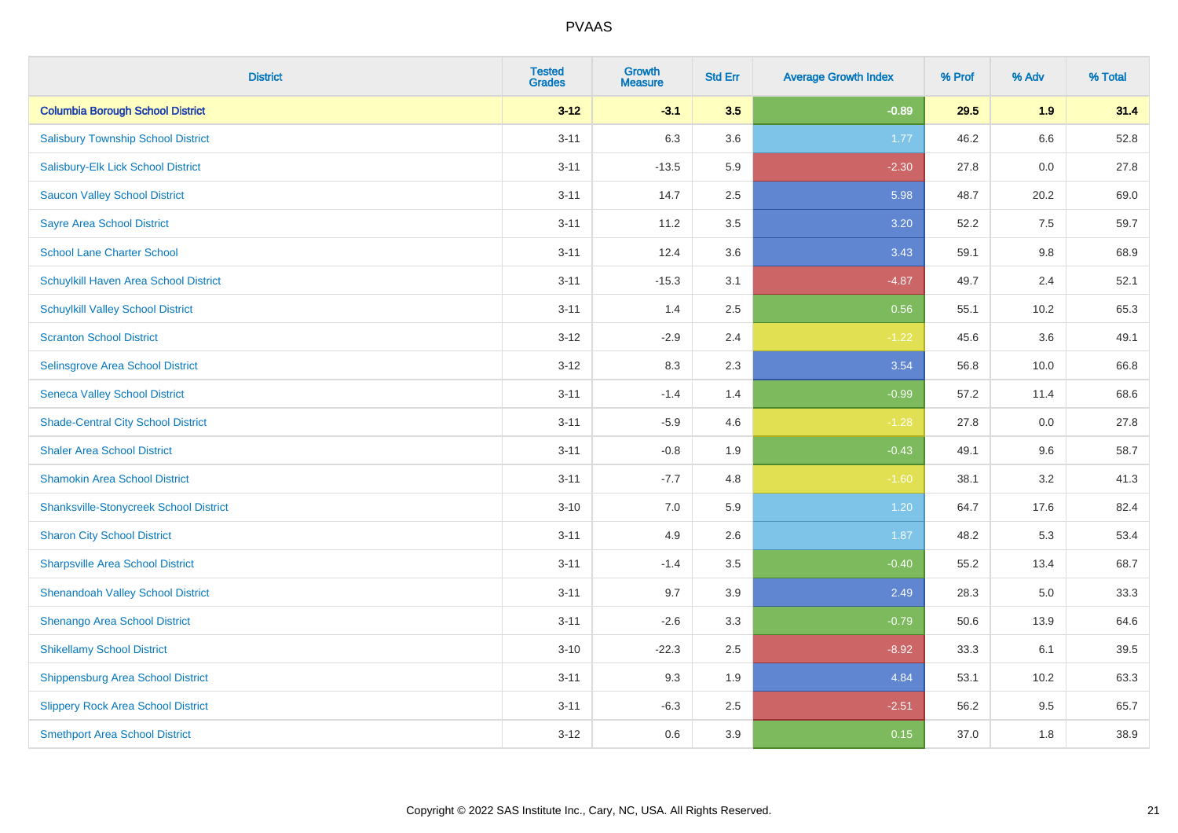# PVAAS

| District | Tested Grades | Growth Measure | Std Err | Average Growth Index | % Prof | % Adv | % Total |
|---|---|---|---|---|---|---|---|
| **Columbia Borough School District** | **3-12** | **-3.1** | **3.5** | **-0.89** | **29.5** | **1.9** | **31.4** |
| Salisbury Township School District | 3-11 | 6.3 | 3.6 | 1.77 | 46.2 | 6.6 | 52.8 |
| Salisbury-Elk Lick School District | 3-11 | -13.5 | 5.9 | -2.30 | 27.8 | 0.0 | 27.8 |
| Saucon Valley School District | 3-11 | 14.7 | 2.5 | 5.98 | 48.7 | 20.2 | 69.0 |
| Sayre Area School District | 3-11 | 11.2 | 3.5 | 3.20 | 52.2 | 7.5 | 59.7 |
| School Lane Charter School | 3-11 | 12.4 | 3.6 | 3.43 | 59.1 | 9.8 | 68.9 |
| Schuylkill Haven Area School District | 3-11 | -15.3 | 3.1 | -4.87 | 49.7 | 2.4 | 52.1 |
| Schuylkill Valley School District | 3-11 | 1.4 | 2.5 | 0.56 | 55.1 | 10.2 | 65.3 |
| Scranton School District | 3-12 | -2.9 | 2.4 | -1.22 | 45.6 | 3.6 | 49.1 |
| Selinsgrove Area School District | 3-12 | 8.3 | 2.3 | 3.54 | 56.8 | 10.0 | 66.8 |
| Seneca Valley School District | 3-11 | -1.4 | 1.4 | -0.99 | 57.2 | 11.4 | 68.6 |
| Shade-Central City School District | 3-11 | -5.9 | 4.6 | -1.28 | 27.8 | 0.0 | 27.8 |
| Shaler Area School District | 3-11 | -0.8 | 1.9 | -0.43 | 49.1 | 9.6 | 58.7 |
| Shamokin Area School District | 3-11 | -7.7 | 4.8 | -1.60 | 38.1 | 3.2 | 41.3 |
| Shanksville-Stonycreek School District | 3-10 | 7.0 | 5.9 | 1.20 | 64.7 | 17.6 | 82.4 |
| Sharon City School District | 3-11 | 4.9 | 2.6 | 1.87 | 48.2 | 5.3 | 53.4 |
| Sharpsville Area School District | 3-11 | -1.4 | 3.5 | -0.40 | 55.2 | 13.4 | 68.7 |
| Shenandoah Valley School District | 3-11 | 9.7 | 3.9 | 2.49 | 28.3 | 5.0 | 33.3 |
| Shenango Area School District | 3-11 | -2.6 | 3.3 | -0.79 | 50.6 | 13.9 | 64.6 |
| Shikellamy School District | 3-10 | -22.3 | 2.5 | -8.92 | 33.3 | 6.1 | 39.5 |
| Shippensburg Area School District | 3-11 | 9.3 | 1.9 | 4.84 | 53.1 | 10.2 | 63.3 |
| Slippery Rock Area School District | 3-11 | -6.3 | 2.5 | -2.51 | 56.2 | 9.5 | 65.7 |
| Smethport Area School District | 3-12 | 0.6 | 3.9 | 0.15 | 37.0 | 1.8 | 38.9 |

Copyright © 2022 SAS Institute Inc., Cary, NC, USA. All Rights Reserved.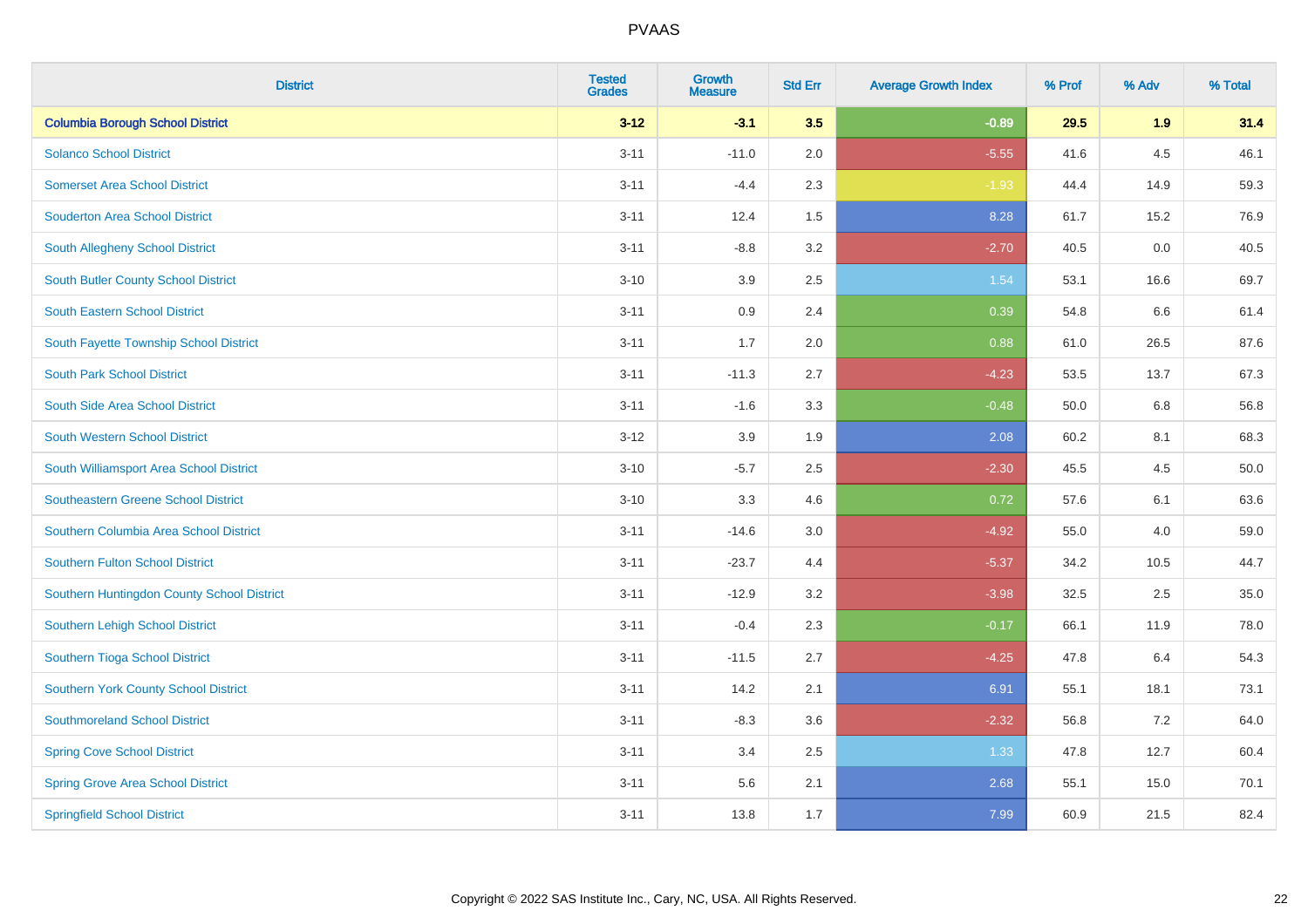| District | Tested Grades | Growth Measure | Std Err | Average Growth Index | % Prof | % Adv | % Total |
|---|---|---|---|---|---|---|---|
| **Columbia Borough School District** | **3-12** | **-3.1** | **3.5** | **-0.89** | **29.5** | **1.9** | **31.4** |
| Solanco School District | 3-11 | -11.0 | 2.0 | -5.55 | 41.6 | 4.5 | 46.1 |
| Somerset Area School District | 3-11 | -4.4 | 2.3 | -1.93 | 44.4 | 14.9 | 59.3 |
| Souderton Area School District | 3-11 | 12.4 | 1.5 | 8.28 | 61.7 | 15.2 | 76.9 |
| South Allegheny School District | 3-11 | -8.8 | 3.2 | -2.70 | 40.5 | 0.0 | 40.5 |
| South Butler County School District | 3-10 | 3.9 | 2.5 | 1.54 | 53.1 | 16.6 | 69.7 |
| South Eastern School District | 3-11 | 0.9 | 2.4 | 0.39 | 54.8 | 6.6 | 61.4 |
| South Fayette Township School District | 3-11 | 1.7 | 2.0 | 0.88 | 61.0 | 26.5 | 87.6 |
| South Park School District | 3-11 | -11.3 | 2.7 | -4.23 | 53.5 | 13.7 | 67.3 |
| South Side Area School District | 3-11 | -1.6 | 3.3 | -0.48 | 50.0 | 6.8 | 56.8 |
| South Western School District | 3-12 | 3.9 | 1.9 | 2.08 | 60.2 | 8.1 | 68.3 |
| South Williamsport Area School District | 3-10 | -5.7 | 2.5 | -2.30 | 45.5 | 4.5 | 50.0 |
| Southeastern Greene School District | 3-10 | 3.3 | 4.6 | 0.72 | 57.6 | 6.1 | 63.6 |
| Southern Columbia Area School District | 3-11 | -14.6 | 3.0 | -4.92 | 55.0 | 4.0 | 59.0 |
| Southern Fulton School District | 3-11 | -23.7 | 4.4 | -5.37 | 34.2 | 10.5 | 44.7 |
| Southern Huntingdon County School District | 3-11 | -12.9 | 3.2 | -3.98 | 32.5 | 2.5 | 35.0 |
| Southern Lehigh School District | 3-11 | -0.4 | 2.3 | -0.17 | 66.1 | 11.9 | 78.0 |
| Southern Tioga School District | 3-11 | -11.5 | 2.7 | -4.25 | 47.8 | 6.4 | 54.3 |
| Southern York County School District | 3-11 | 14.2 | 2.1 | 6.91 | 55.1 | 18.1 | 73.1 |
| Southmoreland School District | 3-11 | -8.3 | 3.6 | -2.32 | 56.8 | 7.2 | 64.0 |
| Spring Cove School District | 3-11 | 3.4 | 2.5 | 1.33 | 47.8 | 12.7 | 60.4 |
| Spring Grove Area School District | 3-11 | 5.6 | 2.1 | 2.68 | 55.1 | 15.0 | 70.1 |
| Springfield School District | 3-11 | 13.8 | 1.7 | 7.99 | 60.9 | 21.5 | 82.4 |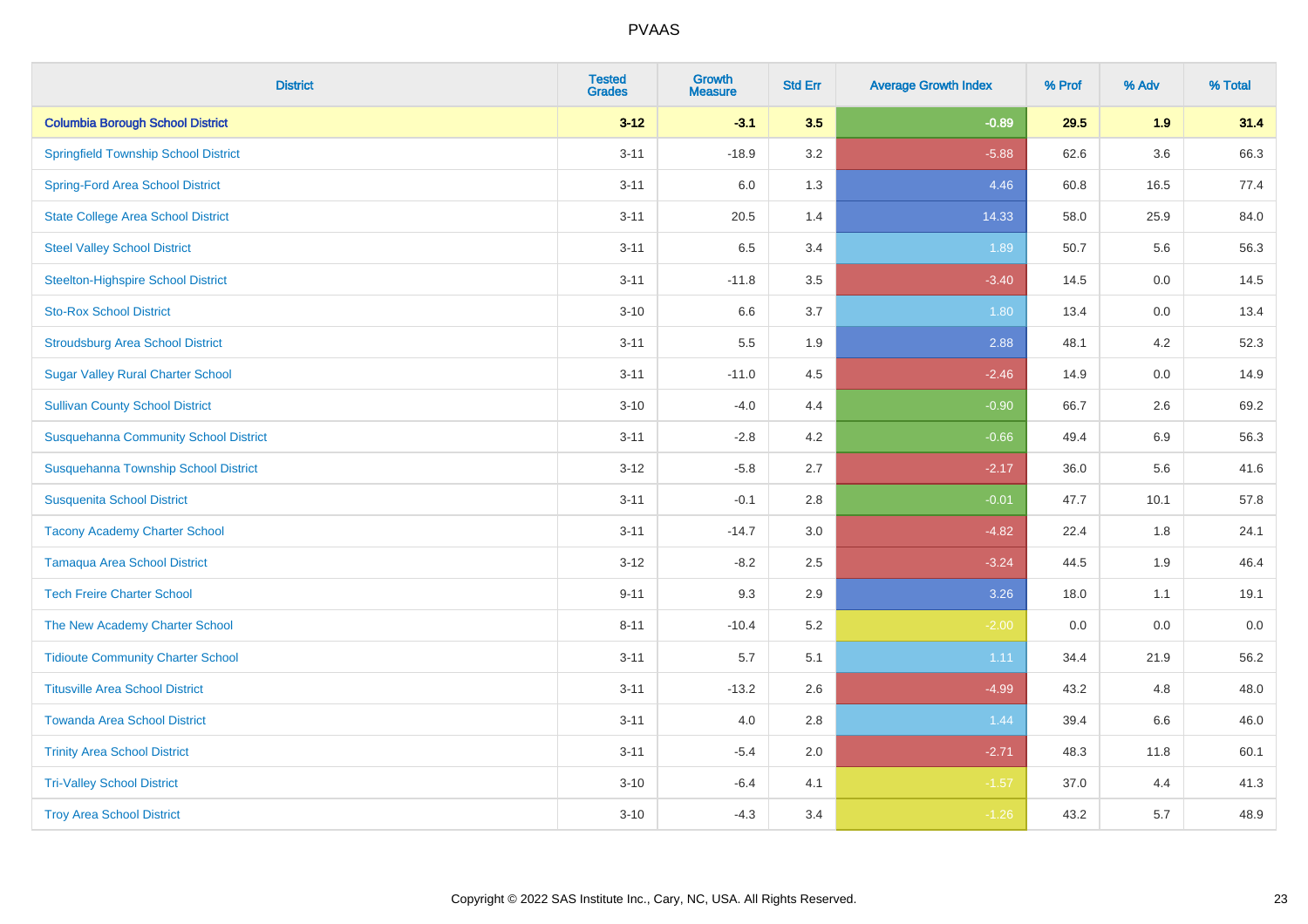| District | Tested Grades | Growth Measure | Std Err | Average Growth Index | % Prof | % Adv | % Total |
|---|---|---|---|---|---|---|---|
| **Columbia Borough School District** | **3-12** | **-3.1** | **3.5** | **-0.89** | **29.5** | **1.9** | **31.4** |
| Springfield Township School District | 3-11 | -18.9 | 3.2 | -5.88 | 62.6 | 3.6 | 66.3 |
| Spring-Ford Area School District | 3-11 | 6.0 | 1.3 | 4.46 | 60.8 | 16.5 | 77.4 |
| State College Area School District | 3-11 | 20.5 | 1.4 | 14.33 | 58.0 | 25.9 | 84.0 |
| Steel Valley School District | 3-11 | 6.5 | 3.4 | 1.89 | 50.7 | 5.6 | 56.3 |
| Steelton-Highspire School District | 3-11 | -11.8 | 3.5 | -3.40 | 14.5 | 0.0 | 14.5 |
| Sto-Rox School District | 3-10 | 6.6 | 3.7 | 1.80 | 13.4 | 0.0 | 13.4 |
| Stroudsburg Area School District | 3-11 | 5.5 | 1.9 | 2.88 | 48.1 | 4.2 | 52.3 |
| Sugar Valley Rural Charter School | 3-11 | -11.0 | 4.5 | -2.46 | 14.9 | 0.0 | 14.9 |
| Sullivan County School District | 3-10 | -4.0 | 4.4 | -0.90 | 66.7 | 2.6 | 69.2 |
| Susquehanna Community School District | 3-11 | -2.8 | 4.2 | -0.66 | 49.4 | 6.9 | 56.3 |
| Susquehanna Township School District | 3-12 | -5.8 | 2.7 | -2.17 | 36.0 | 5.6 | 41.6 |
| Susquenita School District | 3-11 | -0.1 | 2.8 | -0.01 | 47.7 | 10.1 | 57.8 |
| Tacony Academy Charter School | 3-11 | -14.7 | 3.0 | -4.82 | 22.4 | 1.8 | 24.1 |
| Tamaqua Area School District | 3-12 | -8.2 | 2.5 | -3.24 | 44.5 | 1.9 | 46.4 |
| Tech Freire Charter School | 9-11 | 9.3 | 2.9 | 3.26 | 18.0 | 1.1 | 19.1 |
| The New Academy Charter School | 8-11 | -10.4 | 5.2 | -2.00 | 0.0 | 0.0 | 0.0 |
| Tidioute Community Charter School | 3-11 | 5.7 | 5.1 | 1.11 | 34.4 | 21.9 | 56.2 |
| Titusville Area School District | 3-11 | -13.2 | 2.6 | -4.99 | 43.2 | 4.8 | 48.0 |
| Towanda Area School District | 3-11 | 4.0 | 2.8 | 1.44 | 39.4 | 6.6 | 46.0 |
| Trinity Area School District | 3-11 | -5.4 | 2.0 | -2.71 | 48.3 | 11.8 | 60.1 |
| Tri-Valley School District | 3-10 | -6.4 | 4.1 | -1.57 | 37.0 | 4.4 | 41.3 |
| Troy Area School District | 3-10 | -4.3 | 3.4 | -1.26 | 43.2 | 5.7 | 48.9 |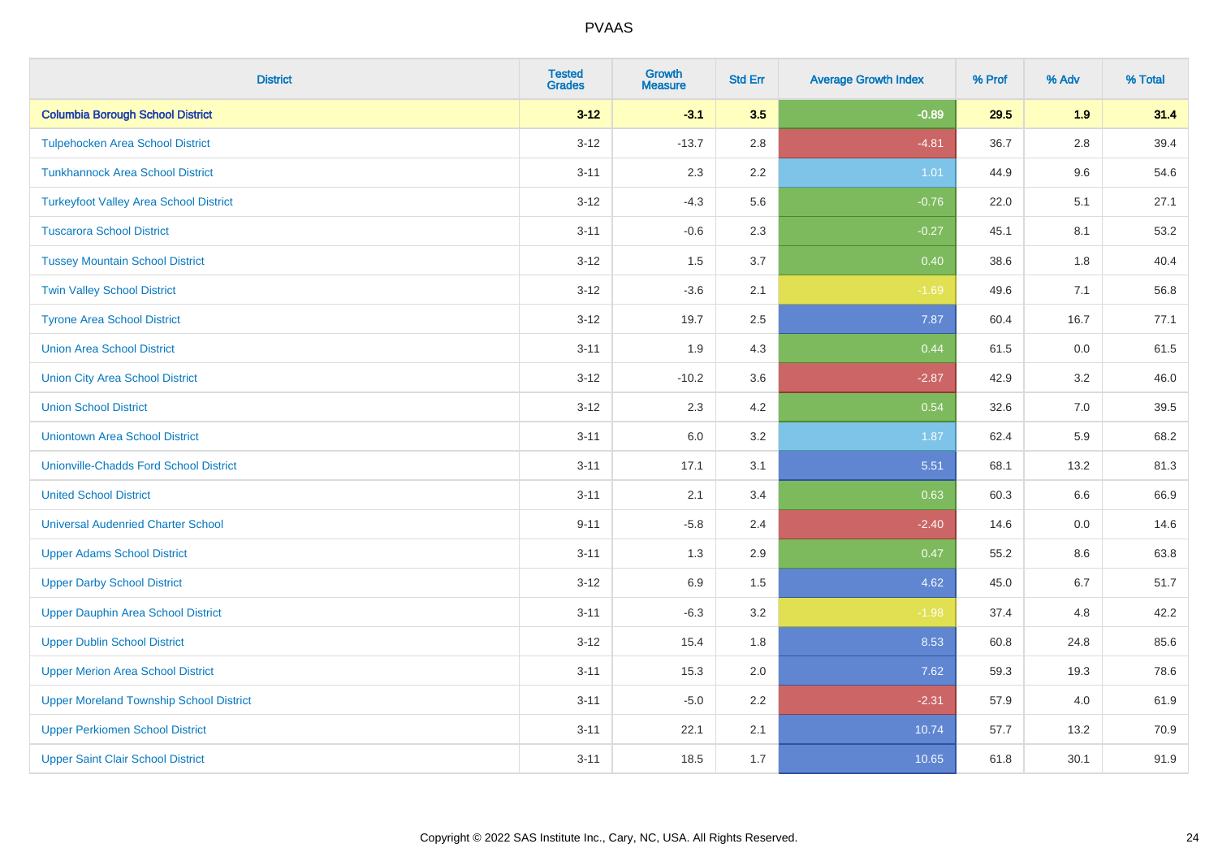# PVAAS

| District | Tested Grades | Growth Measure | Std Err | Average Growth Index | % Prof | % Adv | % Total |
|---|---|---|---|---|---|---|---|
| **Columbia Borough School District** | **3-12** | **-3.1** | **3.5** | **-0.89** | **29.5** | **1.9** | **31.4** |
| Tulpehocken Area School District | 3-12 | -13.7 | 2.8 | -4.81 | 36.7 | 2.8 | 39.4 |
| Tunkhannock Area School District | 3-11 | 2.3 | 2.2 | 1.01 | 44.9 | 9.6 | 54.6 |
| Turkeyfoot Valley Area School District | 3-12 | -4.3 | 5.6 | -0.76 | 22.0 | 5.1 | 27.1 |
| Tuscarora School District | 3-11 | -0.6 | 2.3 | -0.27 | 45.1 | 8.1 | 53.2 |
| Tussey Mountain School District | 3-12 | 1.5 | 3.7 | 0.40 | 38.6 | 1.8 | 40.4 |
| Twin Valley School District | 3-12 | -3.6 | 2.1 | -1.69 | 49.6 | 7.1 | 56.8 |
| Tyrone Area School District | 3-12 | 19.7 | 2.5 | 7.87 | 60.4 | 16.7 | 77.1 |
| Union Area School District | 3-11 | 1.9 | 4.3 | 0.44 | 61.5 | 0.0 | 61.5 |
| Union City Area School District | 3-12 | -10.2 | 3.6 | -2.87 | 42.9 | 3.2 | 46.0 |
| Union School District | 3-12 | 2.3 | 4.2 | 0.54 | 32.6 | 7.0 | 39.5 |
| Uniontown Area School District | 3-11 | 6.0 | 3.2 | 1.87 | 62.4 | 5.9 | 68.2 |
| Unionville-Chadds Ford School District | 3-11 | 17.1 | 3.1 | 5.51 | 68.1 | 13.2 | 81.3 |
| United School District | 3-11 | 2.1 | 3.4 | 0.63 | 60.3 | 6.6 | 66.9 |
| Universal Audenried Charter School | 9-11 | -5.8 | 2.4 | -2.40 | 14.6 | 0.0 | 14.6 |
| Upper Adams School District | 3-11 | 1.3 | 2.9 | 0.47 | 55.2 | 8.6 | 63.8 |
| Upper Darby School District | 3-12 | 6.9 | 1.5 | 4.62 | 45.0 | 6.7 | 51.7 |
| Upper Dauphin Area School District | 3-11 | -6.3 | 3.2 | -1.98 | 37.4 | 4.8 | 42.2 |
| Upper Dublin School District | 3-12 | 15.4 | 1.8 | 8.53 | 60.8 | 24.8 | 85.6 |
| Upper Merion Area School District | 3-11 | 15.3 | 2.0 | 7.62 | 59.3 | 19.3 | 78.6 |
| Upper Moreland Township School District | 3-11 | -5.0 | 2.2 | -2.31 | 57.9 | 4.0 | 61.9 |
| Upper Perkiomen School District | 3-11 | 22.1 | 2.1 | 10.74 | 57.7 | 13.2 | 70.9 |
| Upper Saint Clair School District | 3-11 | 18.5 | 1.7 | 10.65 | 61.8 | 30.1 | 91.9 |

Copyright © 2022 SAS Institute Inc., Cary, NC, USA. All Rights Reserved.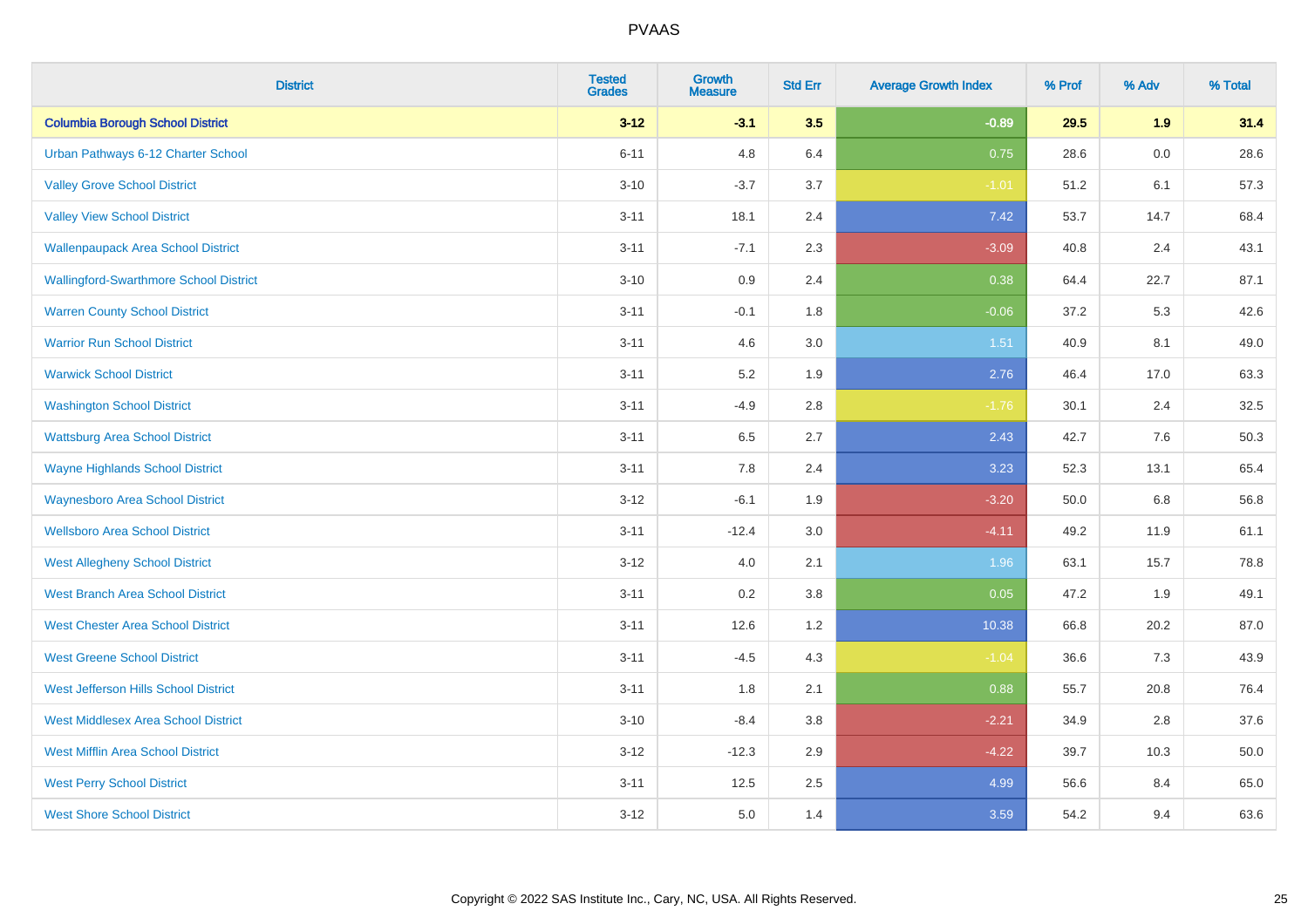| District | Tested Grades | Growth Measure | Std Err | Average Growth Index | % Prof | % Adv | % Total |
|---|---|---|---|---|---|---|---|
| **Columbia Borough School District** | **3-12** | **-3.1** | **3.5** | **-0.89** | **29.5** | **1.9** | **31.4** |
| Urban Pathways 6-12 Charter School | 6-11 | 4.8 | 6.4 | 0.75 | 28.6 | 0.0 | 28.6 |
| Valley Grove School District | 3-10 | -3.7 | 3.7 | -1.01 | 51.2 | 6.1 | 57.3 |
| Valley View School District | 3-11 | 18.1 | 2.4 | 7.42 | 53.7 | 14.7 | 68.4 |
| Wallenpaupack Area School District | 3-11 | -7.1 | 2.3 | -3.09 | 40.8 | 2.4 | 43.1 |
| Wallingford-Swarthmore School District | 3-10 | 0.9 | 2.4 | 0.38 | 64.4 | 22.7 | 87.1 |
| Warren County School District | 3-11 | -0.1 | 1.8 | -0.06 | 37.2 | 5.3 | 42.6 |
| Warrior Run School District | 3-11 | 4.6 | 3.0 | 1.51 | 40.9 | 8.1 | 49.0 |
| Warwick School District | 3-11 | 5.2 | 1.9 | 2.76 | 46.4 | 17.0 | 63.3 |
| Washington School District | 3-11 | -4.9 | 2.8 | -1.76 | 30.1 | 2.4 | 32.5 |
| Wattsburg Area School District | 3-11 | 6.5 | 2.7 | 2.43 | 42.7 | 7.6 | 50.3 |
| Wayne Highlands School District | 3-11 | 7.8 | 2.4 | 3.23 | 52.3 | 13.1 | 65.4 |
| Waynesboro Area School District | 3-12 | -6.1 | 1.9 | -3.20 | 50.0 | 6.8 | 56.8 |
| Wellsboro Area School District | 3-11 | -12.4 | 3.0 | -4.11 | 49.2 | 11.9 | 61.1 |
| West Allegheny School District | 3-12 | 4.0 | 2.1 | 1.96 | 63.1 | 15.7 | 78.8 |
| West Branch Area School District | 3-11 | 0.2 | 3.8 | 0.05 | 47.2 | 1.9 | 49.1 |
| West Chester Area School District | 3-11 | 12.6 | 1.2 | 10.38 | 66.8 | 20.2 | 87.0 |
| West Greene School District | 3-11 | -4.5 | 4.3 | -1.04 | 36.6 | 7.3 | 43.9 |
| West Jefferson Hills School District | 3-11 | 1.8 | 2.1 | 0.88 | 55.7 | 20.8 | 76.4 |
| West Middlesex Area School District | 3-10 | -8.4 | 3.8 | -2.21 | 34.9 | 2.8 | 37.6 |
| West Mifflin Area School District | 3-12 | -12.3 | 2.9 | -4.22 | 39.7 | 10.3 | 50.0 |
| West Perry School District | 3-11 | 12.5 | 2.5 | 4.99 | 56.6 | 8.4 | 65.0 |
| West Shore School District | 3-12 | 5.0 | 1.4 | 3.59 | 54.2 | 9.4 | 63.6 |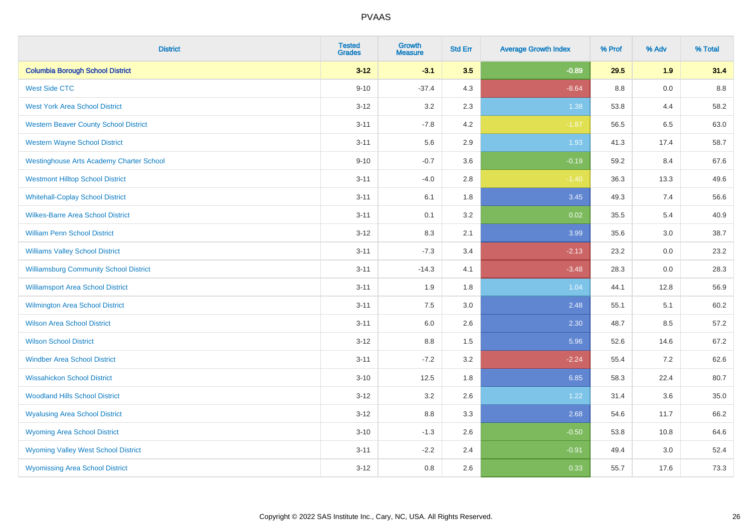# PVAAS

| District | Tested Grades | Growth Measure | Std Err | Average Growth Index | % Prof | % Adv | % Total |
|---|---|---|---|---|---|---|---|
| **Columbia Borough School District** | **3-12** | **-3.1** | **3.5** | **-0.89** | **29.5** | **1.9** | **31.4** |
| West Side CTC | 9-10 | -37.4 | 4.3 | -8.64 | 8.8 | 0.0 | 8.8 |
| West York Area School District | 3-12 | 3.2 | 2.3 | 1.38 | 53.8 | 4.4 | 58.2 |
| Western Beaver County School District | 3-11 | -7.8 | 4.2 | -1.87 | 56.5 | 6.5 | 63.0 |
| Western Wayne School District | 3-11 | 5.6 | 2.9 | 1.93 | 41.3 | 17.4 | 58.7 |
| Westinghouse Arts Academy Charter School | 9-10 | -0.7 | 3.6 | -0.19 | 59.2 | 8.4 | 67.6 |
| Westmont Hilltop School District | 3-11 | -4.0 | 2.8 | -1.40 | 36.3 | 13.3 | 49.6 |
| Whitehall-Coplay School District | 3-11 | 6.1 | 1.8 | 3.45 | 49.3 | 7.4 | 56.6 |
| Wilkes-Barre Area School District | 3-11 | 0.1 | 3.2 | 0.02 | 35.5 | 5.4 | 40.9 |
| William Penn School District | 3-12 | 8.3 | 2.1 | 3.99 | 35.6 | 3.0 | 38.7 |
| Williams Valley School District | 3-11 | -7.3 | 3.4 | -2.13 | 23.2 | 0.0 | 23.2 |
| Williamsburg Community School District | 3-11 | -14.3 | 4.1 | -3.48 | 28.3 | 0.0 | 28.3 |
| Williamsport Area School District | 3-11 | 1.9 | 1.8 | 1.04 | 44.1 | 12.8 | 56.9 |
| Wilmington Area School District | 3-11 | 7.5 | 3.0 | 2.48 | 55.1 | 5.1 | 60.2 |
| Wilson Area School District | 3-11 | 6.0 | 2.6 | 2.30 | 48.7 | 8.5 | 57.2 |
| Wilson School District | 3-12 | 8.8 | 1.5 | 5.96 | 52.6 | 14.6 | 67.2 |
| Windber Area School District | 3-11 | -7.2 | 3.2 | -2.24 | 55.4 | 7.2 | 62.6 |
| Wissahickon School District | 3-10 | 12.5 | 1.8 | 6.85 | 58.3 | 22.4 | 80.7 |
| Woodland Hills School District | 3-12 | 3.2 | 2.6 | 1.22 | 31.4 | 3.6 | 35.0 |
| Wyalusing Area School District | 3-12 | 8.8 | 3.3 | 2.68 | 54.6 | 11.7 | 66.2 |
| Wyoming Area School District | 3-10 | -1.3 | 2.6 | -0.50 | 53.8 | 10.8 | 64.6 |
| Wyoming Valley West School District | 3-11 | -2.2 | 2.4 | -0.91 | 49.4 | 3.0 | 52.4 |
| Wyomissing Area School District | 3-12 | 0.8 | 2.6 | 0.33 | 55.7 | 17.6 | 73.3 |

Copyright © 2022 SAS Institute Inc., Cary, NC, USA. All Rights Reserved.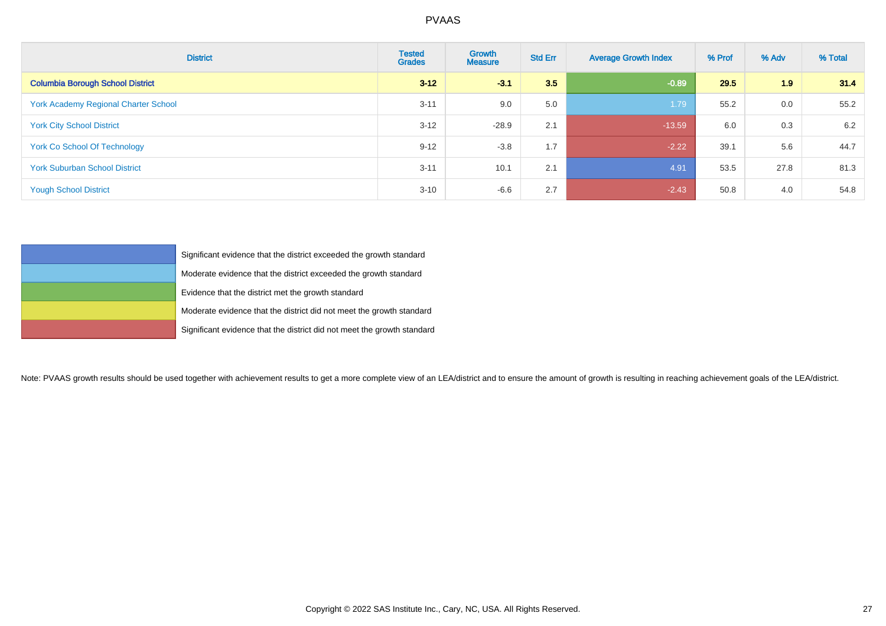# PVAAS

| District | Tested Grades | Growth Measure | Std Err | Average Growth Index | % Prof | % Adv | % Total |
|---|---|---|---|---|---|---|---|
| **Columbia Borough School District** | **3-12** | **-3.1** | **3.5** | **-0.89** | **29.5** | **1.9** | **31.4** |
| York Academy Regional Charter School | 3-11 | 9.0 | 5.0 | 1.79 | 55.2 | 0.0 | 55.2 |
| York City School District | 3-12 | -28.9 | 2.1 | -13.59 | 6.0 | 0.3 | 6.2 |
| York Co School Of Technology | 9-12 | -3.8 | 1.7 | -2.22 | 39.1 | 5.6 | 44.7 |
| York Suburban School District | 3-11 | 10.1 | 2.1 | 4.91 | 53.5 | 27.8 | 81.3 |
| Yough School District | 3-10 | -6.6 | 2.7 | -2.43 | 50.8 | 4.0 | 54.8 |

Significant evidence that the district exceeded the growth standard

Moderate evidence that the district exceeded the growth standard

Evidence that the district met the growth standard

Moderate evidence that the district did not meet the growth standard

Significant evidence that the district did not meet the growth standard

Note: PVAAS growth results should be used together with achievement results to get a more complete view of an LEA/district and to ensure the amount of growth is resulting in reaching achievement goals of the LEA/district.

Copyright © 2022 SAS Institute Inc., Cary, NC, USA. All Rights Reserved.